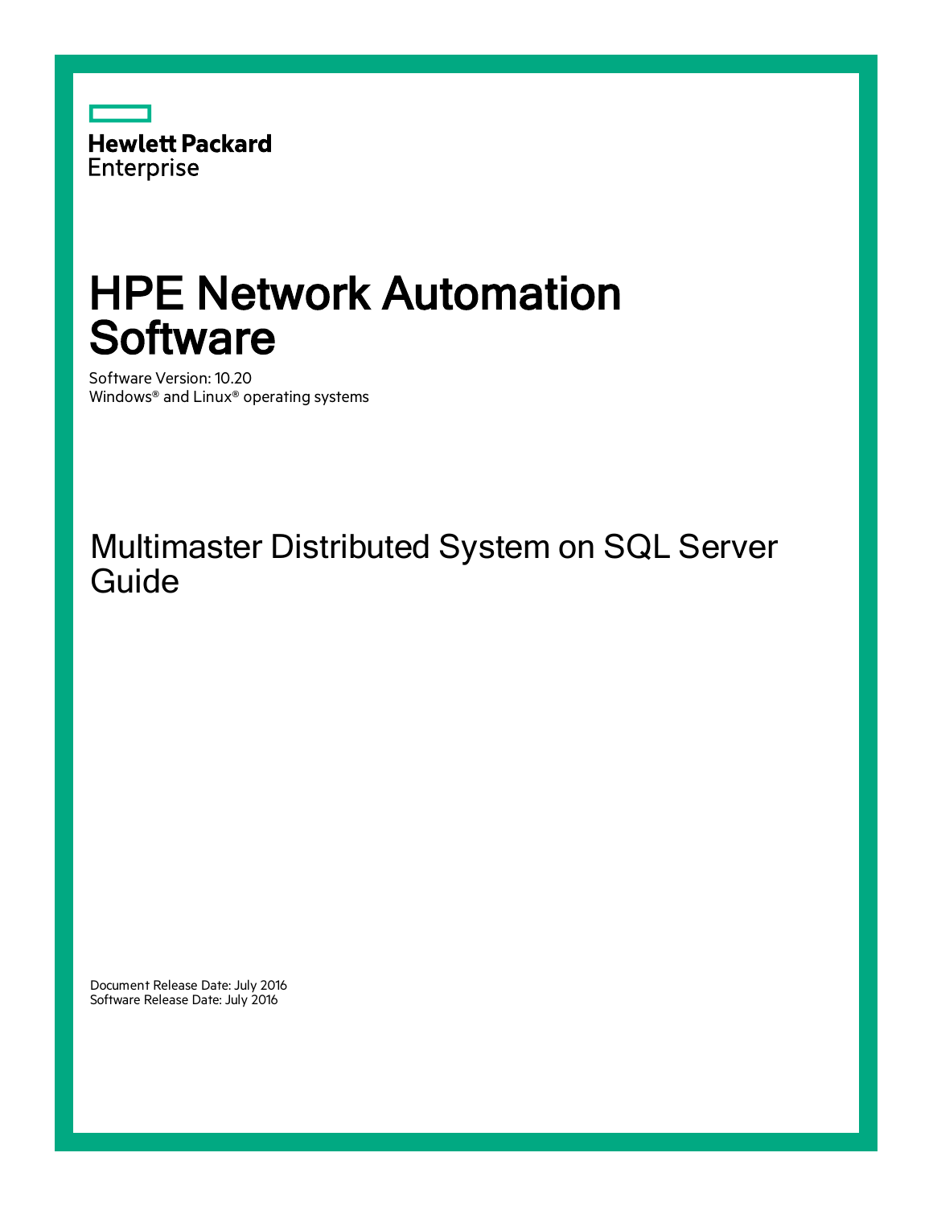Hewlett Packard
Enterprise

# HPE Network Automation Software

Software Version: 10.20
Windows® and Linux® operating systems

## Multimaster Distributed System on SQL Server Guide

Document Release Date: July 2016
Software Release Date: July 2016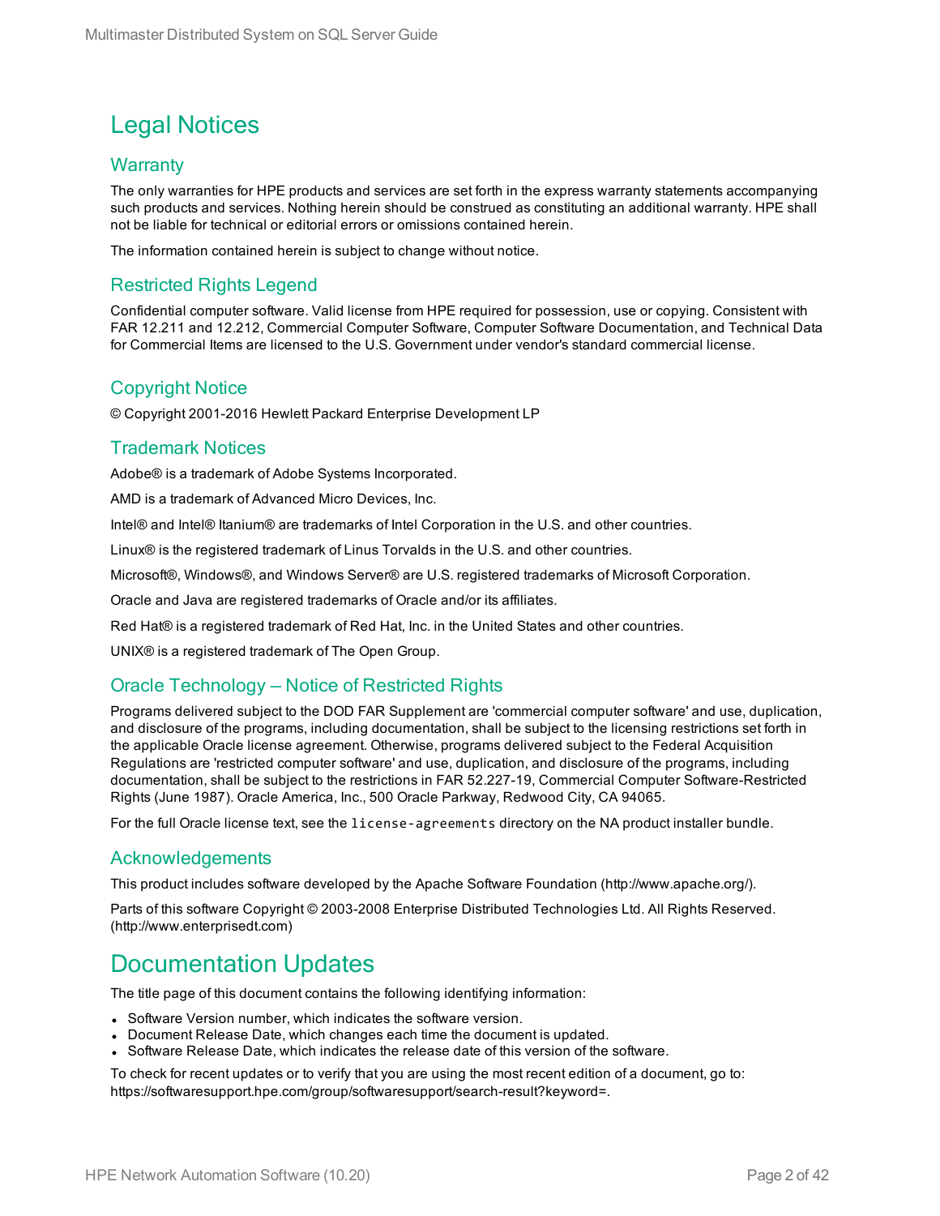# Legal Notices

## Warranty

The only warranties for HPE products and services are set forth in the express warranty statements accompanying such products and services. Nothing herein should be construed as constituting an additional warranty. HPE shall not be liable for technical or editorial errors or omissions contained herein.

The information contained herein is subject to change without notice.

## Restricted Rights Legend

Confidential computer software. Valid license from HPE required for possession, use or copying. Consistent with FAR 12.211 and 12.212, Commercial Computer Software, Computer Software Documentation, and Technical Data for Commercial Items are licensed to the U.S. Government under vendor's standard commercial license.

## Copyright Notice

© Copyright 2001-2016 Hewlett Packard Enterprise Development LP

## Trademark Notices

Adobe® is a trademark of Adobe Systems Incorporated.

AMD is a trademark of Advanced Micro Devices, Inc.

Intel® and Intel® Itanium® are trademarks of Intel Corporation in the U.S. and other countries.

Linux® is the registered trademark of Linus Torvalds in the U.S. and other countries.

Microsoft®, Windows®, and Windows Server® are U.S. registered trademarks of Microsoft Corporation.

Oracle and Java are registered trademarks of Oracle and/or its affiliates.

Red Hat® is a registered trademark of Red Hat, Inc. in the United States and other countries.

UNIX® is a registered trademark of The Open Group.

## Oracle Technology — Notice of Restricted Rights

Programs delivered subject to the DOD FAR Supplement are 'commercial computer software' and use, duplication, and disclosure of the programs, including documentation, shall be subject to the licensing restrictions set forth in the applicable Oracle license agreement. Otherwise, programs delivered subject to the Federal Acquisition Regulations are 'restricted computer software' and use, duplication, and disclosure of the programs, including documentation, shall be subject to the restrictions in FAR 52.227-19, Commercial Computer Software-Restricted Rights (June 1987). Oracle America, Inc., 500 Oracle Parkway, Redwood City, CA 94065.

For the full Oracle license text, see the `license-agreements` directory on the NA product installer bundle.

## Acknowledgements

This product includes software developed by the Apache Software Foundation (http://www.apache.org/).

Parts of this software Copyright © 2003-2008 Enterprise Distributed Technologies Ltd. All Rights Reserved. (http://www.enterprisedt.com)

# Documentation Updates

The title page of this document contains the following identifying information:

- Software Version number, which indicates the software version.
- Document Release Date, which changes each time the document is updated.
- Software Release Date, which indicates the release date of this version of the software.

To check for recent updates or to verify that you are using the most recent edition of a document, go to: https://softwaresupport.hpe.com/group/softwaresupport/search-result?keyword=.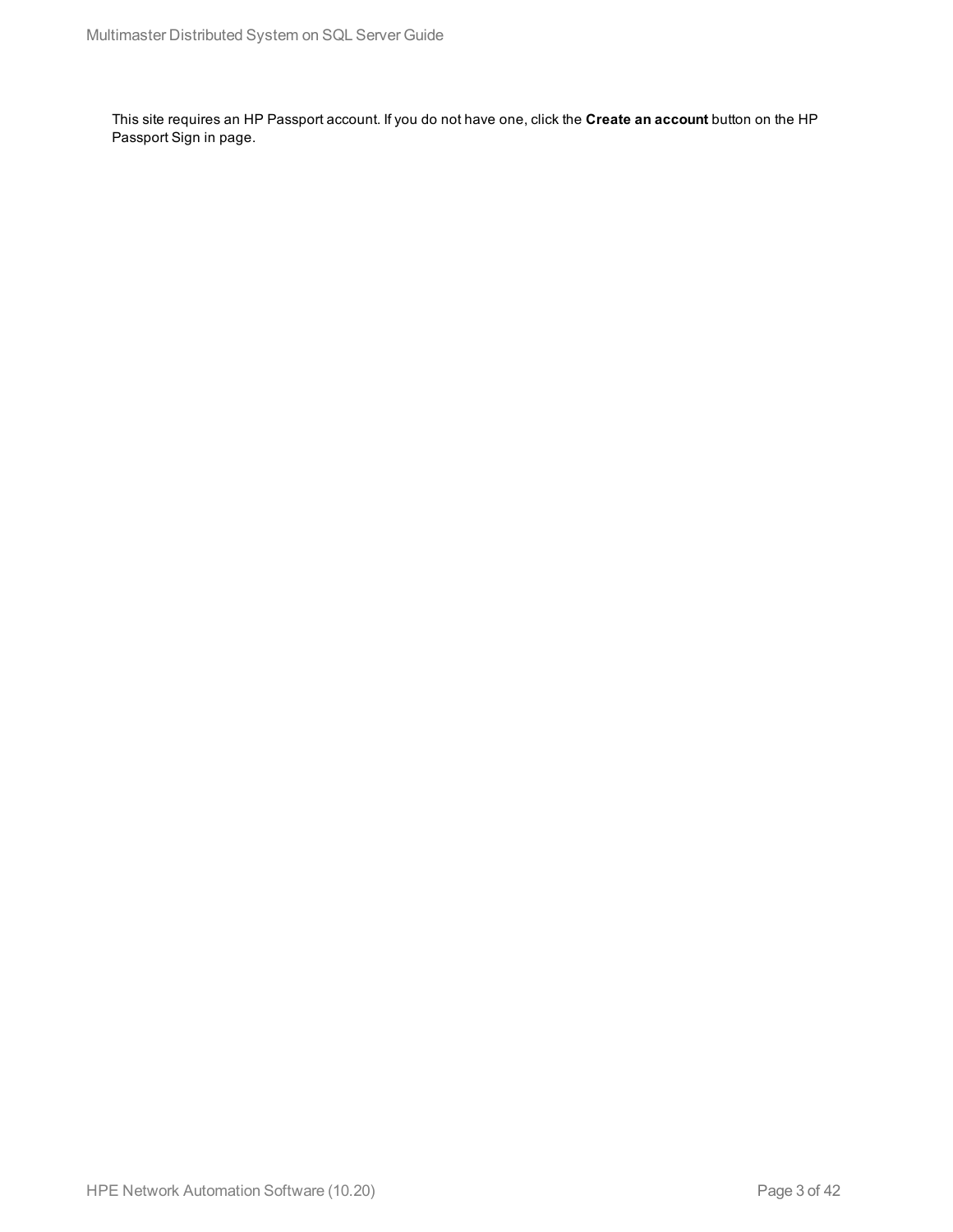This site requires an HP Passport account. If you do not have one, click the **Create an account** button on the HP Passport Sign in page.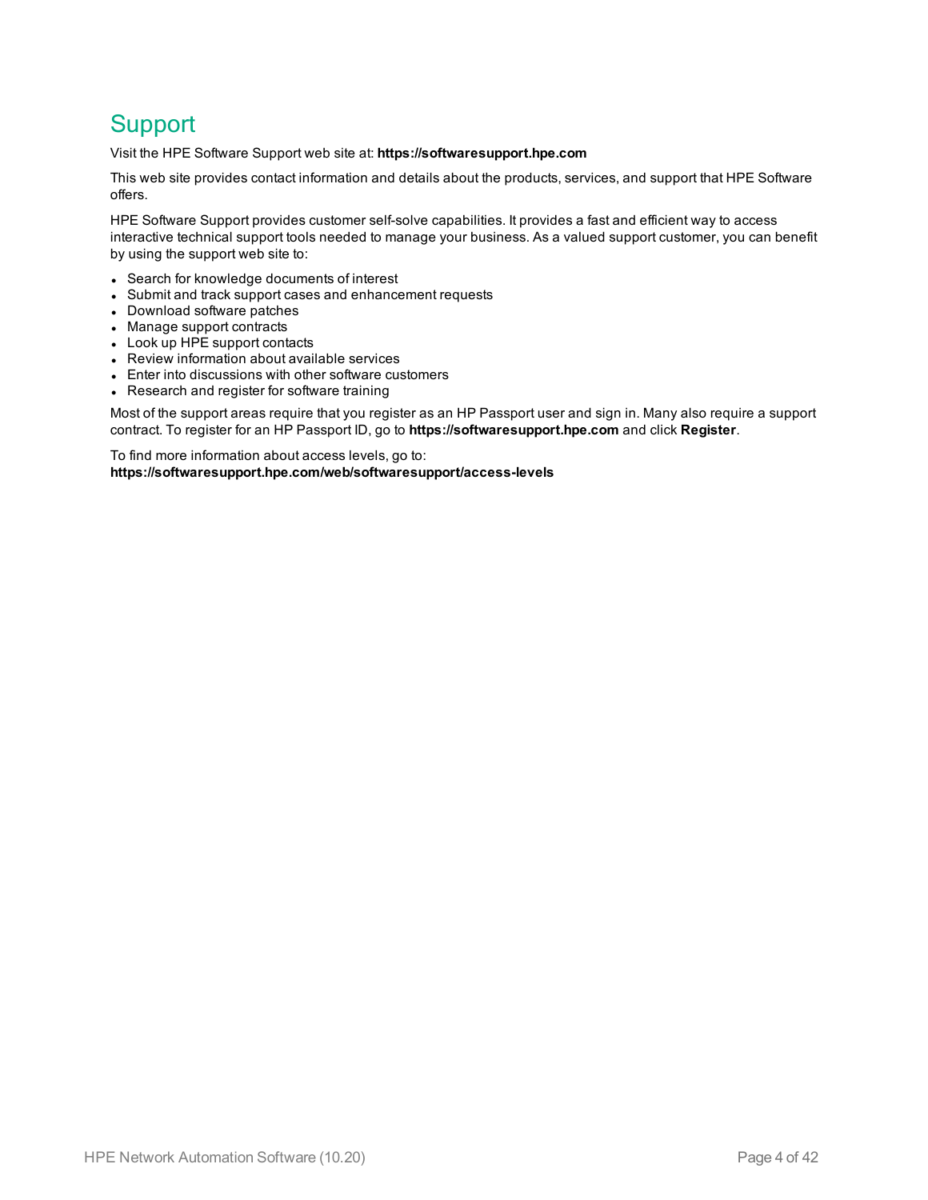# Support

Visit the HPE Software Support web site at: **https://softwaresupport.hpe.com**

This web site provides contact information and details about the products, services, and support that HPE Software offers.

HPE Software Support provides customer self-solve capabilities. It provides a fast and efficient way to access interactive technical support tools needed to manage your business. As a valued support customer, you can benefit by using the support web site to:

- Search for knowledge documents of interest
- Submit and track support cases and enhancement requests
- Download software patches
- Manage support contracts
- Look up HPE support contacts
- Review information about available services
- Enter into discussions with other software customers
- Research and register for software training

Most of the support areas require that you register as an HP Passport user and sign in. Many also require a support contract. To register for an HP Passport ID, go to **https://softwaresupport.hpe.com** and click **Register**.

To find more information about access levels, go to:
**https://softwaresupport.hpe.com/web/softwaresupport/access-levels**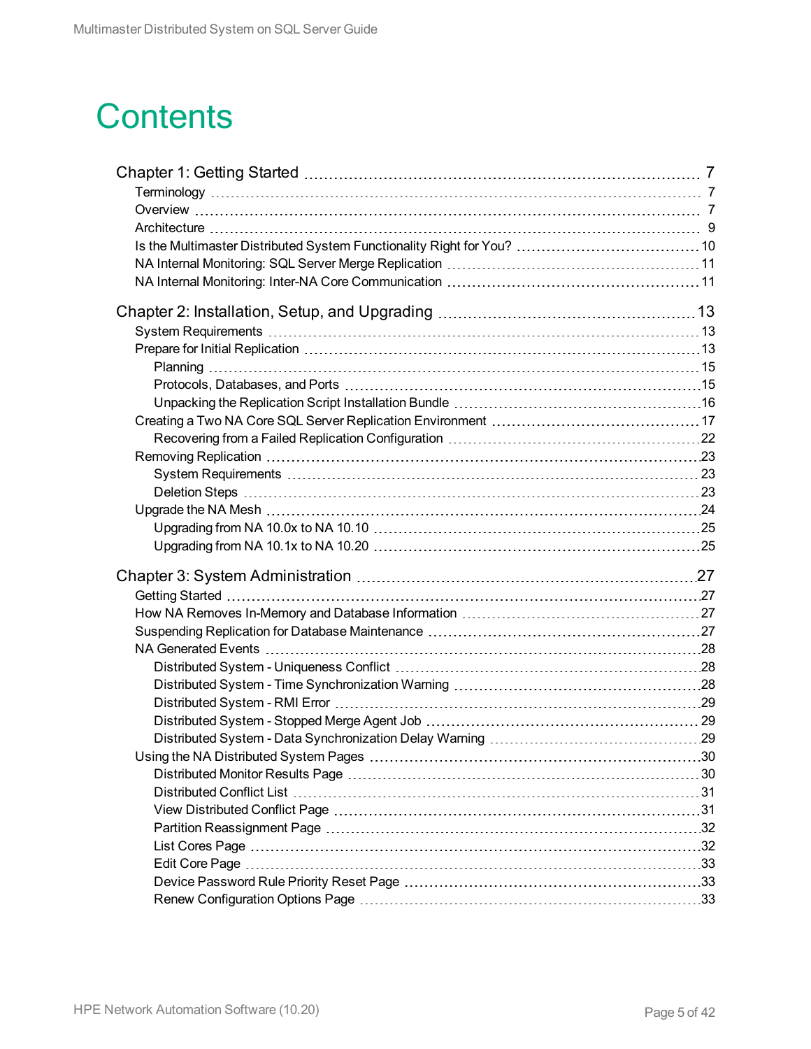# Contents

- Chapter 1: Getting Started 7
  - Terminology 7
  - Overview 7
  - Architecture 9
  - Is the Multimaster Distributed System Functionality Right for You? 10
  - NA Internal Monitoring: SQL Server Merge Replication 11
  - NA Internal Monitoring: Inter-NA Core Communication 11
- Chapter 2: Installation, Setup, and Upgrading 13
  - System Requirements 13
  - Prepare for Initial Replication 13
    - Planning 15
    - Protocols, Databases, and Ports 15
    - Unpacking the Replication Script Installation Bundle 16
  - Creating a Two NA Core SQL Server Replication Environment 17
    - Recovering from a Failed Replication Configuration 22
  - Removing Replication 23
    - System Requirements 23
    - Deletion Steps 23
  - Upgrade the NA Mesh 24
    - Upgrading from NA 10.0x to NA 10.10 25
    - Upgrading from NA 10.1x to NA 10.20 25
- Chapter 3: System Administration 27
  - Getting Started 27
  - How NA Removes In-Memory and Database Information 27
  - Suspending Replication for Database Maintenance 27
  - NA Generated Events 28
    - Distributed System - Uniqueness Conflict 28
    - Distributed System - Time Synchronization Warning 28
    - Distributed System - RMI Error 29
    - Distributed System - Stopped Merge Agent Job 29
    - Distributed System - Data Synchronization Delay Warning 29
  - Using the NA Distributed System Pages 30
    - Distributed Monitor Results Page 30
    - Distributed Conflict List 31
    - View Distributed Conflict Page 31
    - Partition Reassignment Page 32
    - List Cores Page 32
    - Edit Core Page 33
    - Device Password Rule Priority Reset Page 33
    - Renew Configuration Options Page 33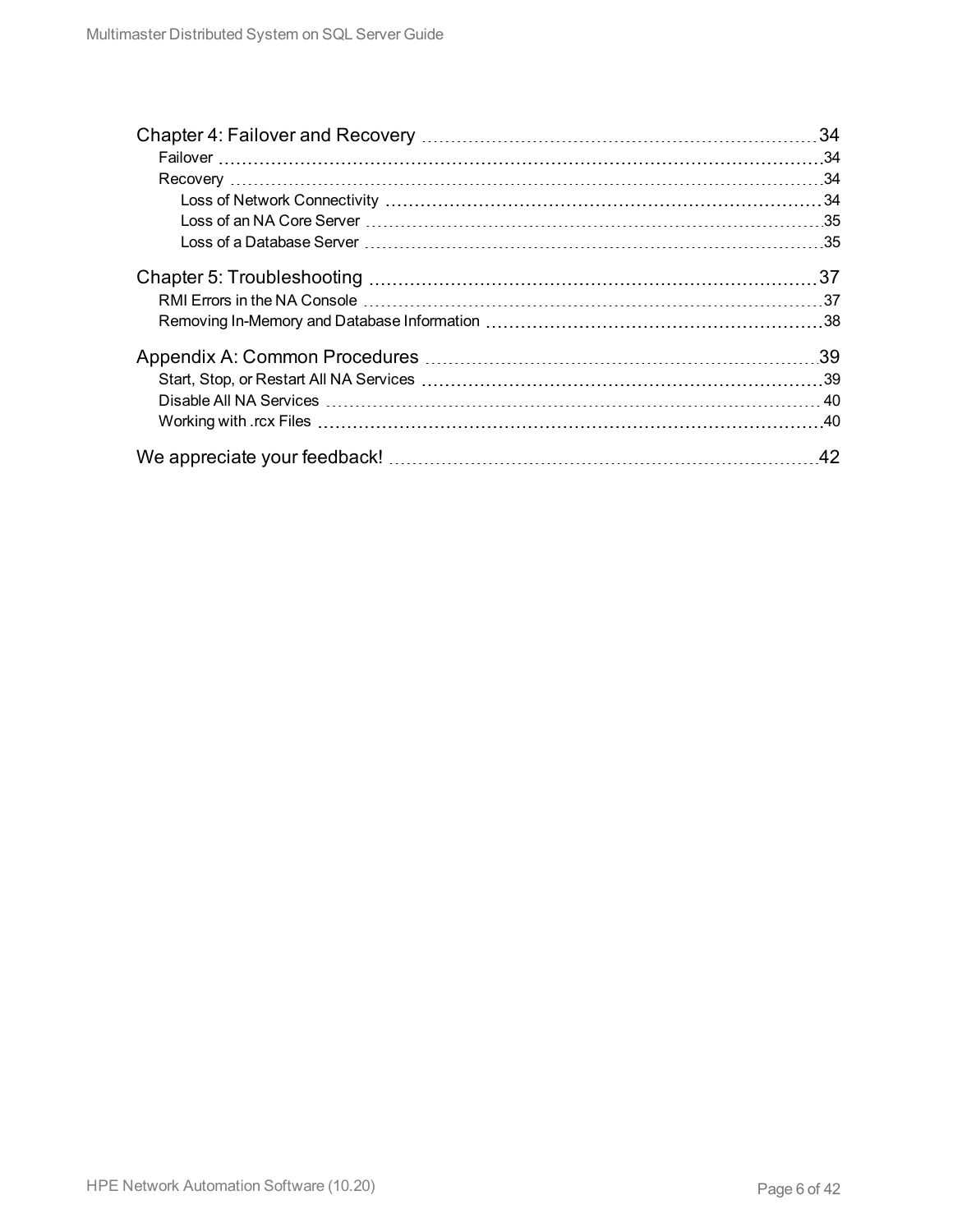Chapter 4: Failover and Recovery 34
- Failover 34
- Recovery 34
  - Loss of Network Connectivity 34
  - Loss of an NA Core Server 35
  - Loss of a Database Server 35

Chapter 5: Troubleshooting 37
- RMI Errors in the NA Console 37
- Removing In-Memory and Database Information 38

Appendix A: Common Procedures 39
- Start, Stop, or Restart All NA Services 39
- Disable All NA Services 40
- Working with .rcx Files 40

We appreciate your feedback! 42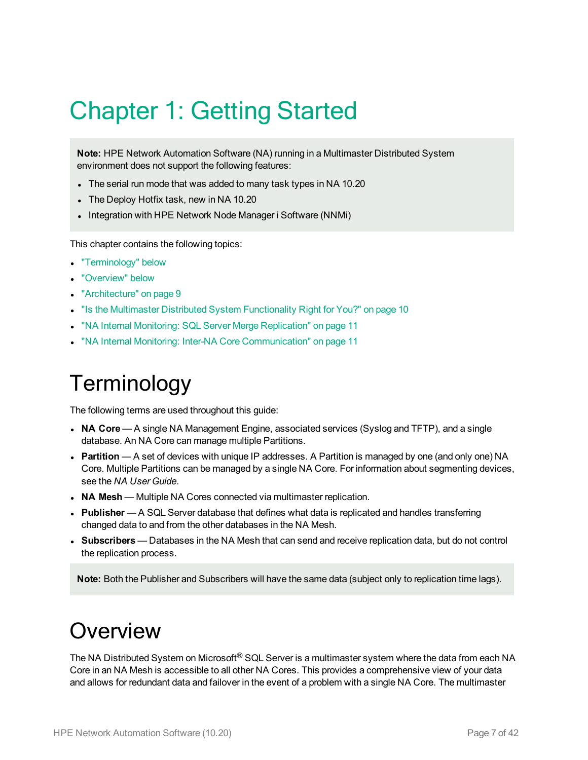# Chapter 1: Getting Started

**Note:** HPE Network Automation Software (NA) running in a Multimaster Distributed System environment does not support the following features:

- The serial run mode that was added to many task types in NA 10.20
- The Deploy Hotfix task, new in NA 10.20
- Integration with HPE Network Node Manager i Software (NNMi)

This chapter contains the following topics:

- "Terminology" below
- "Overview" below
- "Architecture" on page 9
- "Is the Multimaster Distributed System Functionality Right for You?" on page 10
- "NA Internal Monitoring: SQL Server Merge Replication" on page 11
- "NA Internal Monitoring: Inter-NA Core Communication" on page 11

## Terminology

The following terms are used throughout this guide:

- **NA Core** — A single NA Management Engine, associated services (Syslog and TFTP), and a single database. An NA Core can manage multiple Partitions.
- **Partition** — A set of devices with unique IP addresses. A Partition is managed by one (and only one) NA Core. Multiple Partitions can be managed by a single NA Core. For information about segmenting devices, see the *NA User Guide*.
- **NA Mesh** — Multiple NA Cores connected via multimaster replication.
- **Publisher** — A SQL Server database that defines what data is replicated and handles transferring changed data to and from the other databases in the NA Mesh.
- **Subscribers** — Databases in the NA Mesh that can send and receive replication data, but do not control the replication process.

**Note:** Both the Publisher and Subscribers will have the same data (subject only to replication time lags).

## Overview

The NA Distributed System on Microsoft® SQL Server is a multimaster system where the data from each NA Core in an NA Mesh is accessible to all other NA Cores. This provides a comprehensive view of your data and allows for redundant data and failover in the event of a problem with a single NA Core. The multimaster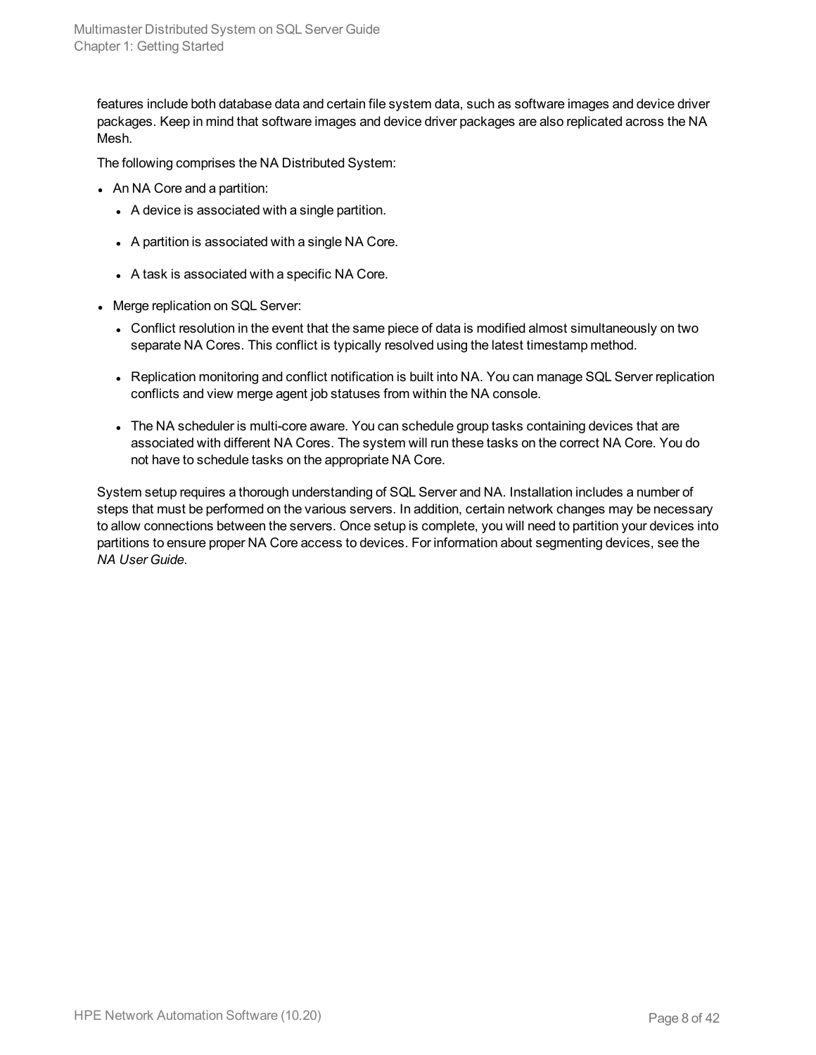features include both database data and certain file system data, such as software images and device driver packages. Keep in mind that software images and device driver packages are also replicated across the NA Mesh.

The following comprises the NA Distributed System:

- An NA Core and a partition:
  - A device is associated with a single partition.
  - A partition is associated with a single NA Core.
  - A task is associated with a specific NA Core.
- Merge replication on SQL Server:
  - Conflict resolution in the event that the same piece of data is modified almost simultaneously on two separate NA Cores. This conflict is typically resolved using the latest timestamp method.
  - Replication monitoring and conflict notification is built into NA. You can manage SQL Server replication conflicts and view merge agent job statuses from within the NA console.
  - The NA scheduler is multi-core aware. You can schedule group tasks containing devices that are associated with different NA Cores. The system will run these tasks on the correct NA Core. You do not have to schedule tasks on the appropriate NA Core.

System setup requires a thorough understanding of SQL Server and NA. Installation includes a number of steps that must be performed on the various servers. In addition, certain network changes may be necessary to allow connections between the servers. Once setup is complete, you will need to partition your devices into partitions to ensure proper NA Core access to devices. For information about segmenting devices, see the *NA User Guide*.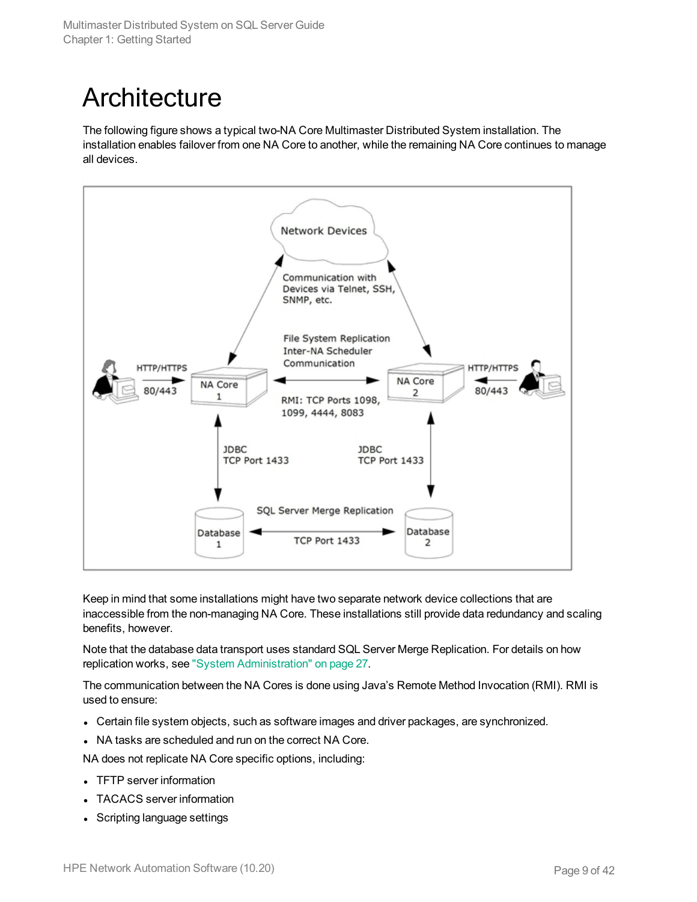# Architecture

The following figure shows a typical two-NA Core Multimaster Distributed System installation. The installation enables failover from one NA Core to another, while the remaining NA Core continues to manage all devices.

Keep in mind that some installations might have two separate network device collections that are inaccessible from the non-managing NA Core. These installations still provide data redundancy and scaling benefits, however.

Note that the database data transport uses standard SQL Server Merge Replication. For details on how replication works, see "System Administration" on page 27.

The communication between the NA Cores is done using Java's Remote Method Invocation (RMI). RMI is used to ensure:

- Certain file system objects, such as software images and driver packages, are synchronized.
- NA tasks are scheduled and run on the correct NA Core.

NA does not replicate NA Core specific options, including:

- TFTP server information
- TACACS server information
- Scripting language settings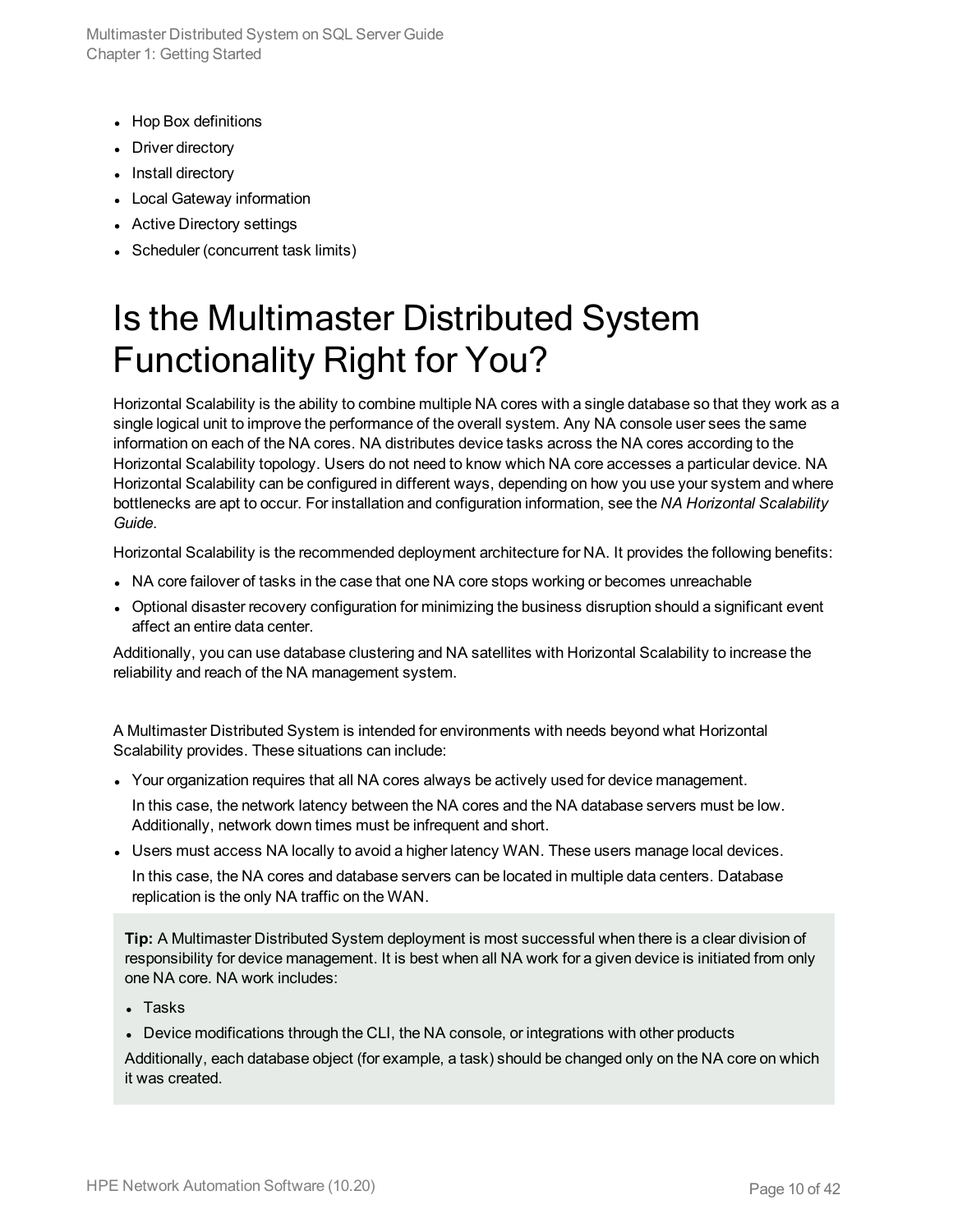- Hop Box definitions
- Driver directory
- Install directory
- Local Gateway information
- Active Directory settings
- Scheduler (concurrent task limits)

# Is the Multimaster Distributed System Functionality Right for You?

Horizontal Scalability is the ability to combine multiple NA cores with a single database so that they work as a single logical unit to improve the performance of the overall system. Any NA console user sees the same information on each of the NA cores. NA distributes device tasks across the NA cores according to the Horizontal Scalability topology. Users do not need to know which NA core accesses a particular device. NA Horizontal Scalability can be configured in different ways, depending on how you use your system and where bottlenecks are apt to occur. For installation and configuration information, see the *NA Horizontal Scalability Guide*.

Horizontal Scalability is the recommended deployment architecture for NA. It provides the following benefits:

- NA core failover of tasks in the case that one NA core stops working or becomes unreachable
- Optional disaster recovery configuration for minimizing the business disruption should a significant event affect an entire data center.

Additionally, you can use database clustering and NA satellites with Horizontal Scalability to increase the reliability and reach of the NA management system.

A Multimaster Distributed System is intended for environments with needs beyond what Horizontal Scalability provides. These situations can include:

- Your organization requires that all NA cores always be actively used for device management.

  In this case, the network latency between the NA cores and the NA database servers must be low. Additionally, network down times must be infrequent and short.
- Users must access NA locally to avoid a higher latency WAN. These users manage local devices.

  In this case, the NA cores and database servers can be located in multiple data centers. Database replication is the only NA traffic on the WAN.

> **Tip:** A Multimaster Distributed System deployment is most successful when there is a clear division of responsibility for device management. It is best when all NA work for a given device is initiated from only one NA core. NA work includes:
>
> - Tasks
> - Device modifications through the CLI, the NA console, or integrations with other products
>
> Additionally, each database object (for example, a task) should be changed only on the NA core on which it was created.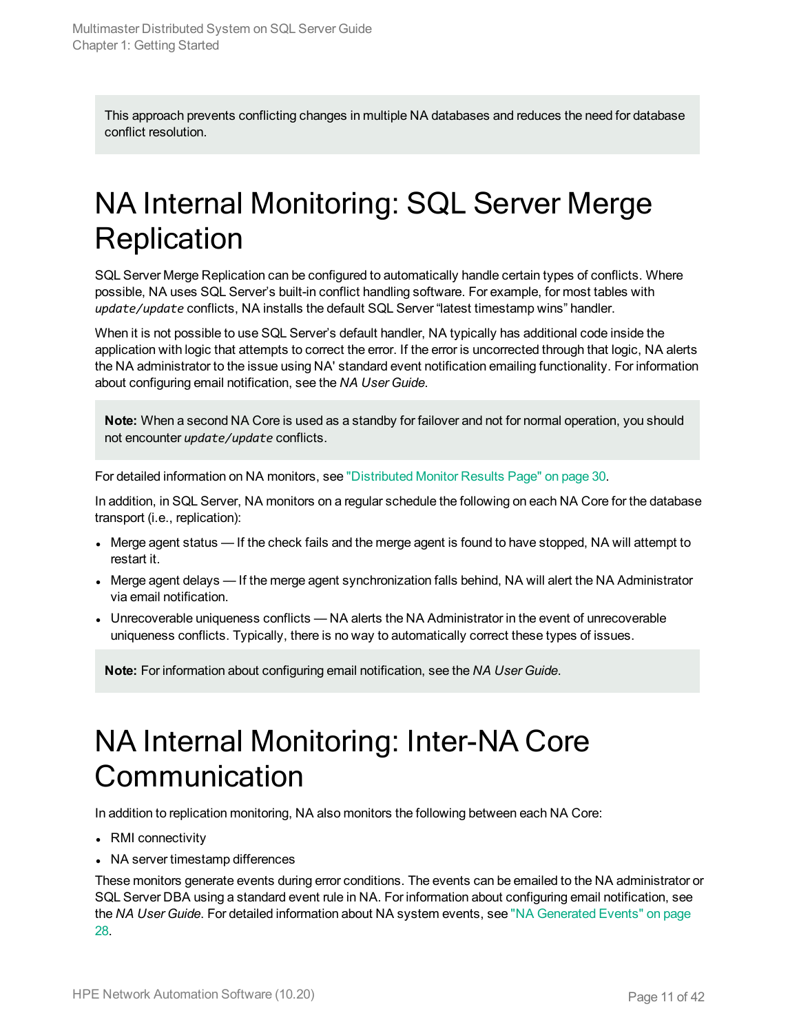This approach prevents conflicting changes in multiple NA databases and reduces the need for database conflict resolution.

# NA Internal Monitoring: SQL Server Merge Replication

SQL Server Merge Replication can be configured to automatically handle certain types of conflicts. Where possible, NA uses SQL Server's built-in conflict handling software. For example, for most tables with `update/update` conflicts, NA installs the default SQL Server "latest timestamp wins" handler.

When it is not possible to use SQL Server's default handler, NA typically has additional code inside the application with logic that attempts to correct the error. If the error is uncorrected through that logic, NA alerts the NA administrator to the issue using NA' standard event notification emailing functionality. For information about configuring email notification, see the *NA User Guide*.

**Note:** When a second NA Core is used as a standby for failover and not for normal operation, you should not encounter `update/update` conflicts.

For detailed information on NA monitors, see "Distributed Monitor Results Page" on page 30.

In addition, in SQL Server, NA monitors on a regular schedule the following on each NA Core for the database transport (i.e., replication):

- Merge agent status — If the check fails and the merge agent is found to have stopped, NA will attempt to restart it.
- Merge agent delays — If the merge agent synchronization falls behind, NA will alert the NA Administrator via email notification.
- Unrecoverable uniqueness conflicts — NA alerts the NA Administrator in the event of unrecoverable uniqueness conflicts. Typically, there is no way to automatically correct these types of issues.

**Note:** For information about configuring email notification, see the *NA User Guide.*

# NA Internal Monitoring: Inter-NA Core Communication

In addition to replication monitoring, NA also monitors the following between each NA Core:

- RMI connectivity
- NA server timestamp differences

These monitors generate events during error conditions. The events can be emailed to the NA administrator or SQL Server DBA using a standard event rule in NA. For information about configuring email notification, see the *NA User Guide*. For detailed information about NA system events, see "NA Generated Events" on page 28.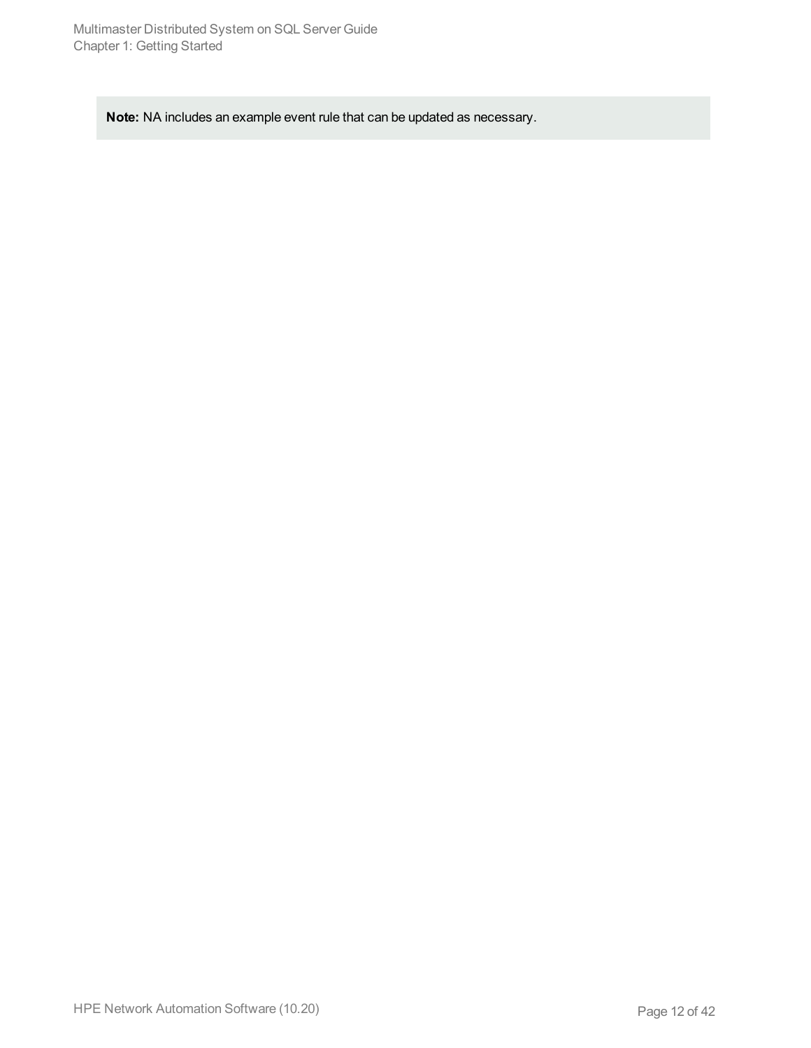**Note:** NA includes an example event rule that can be updated as necessary.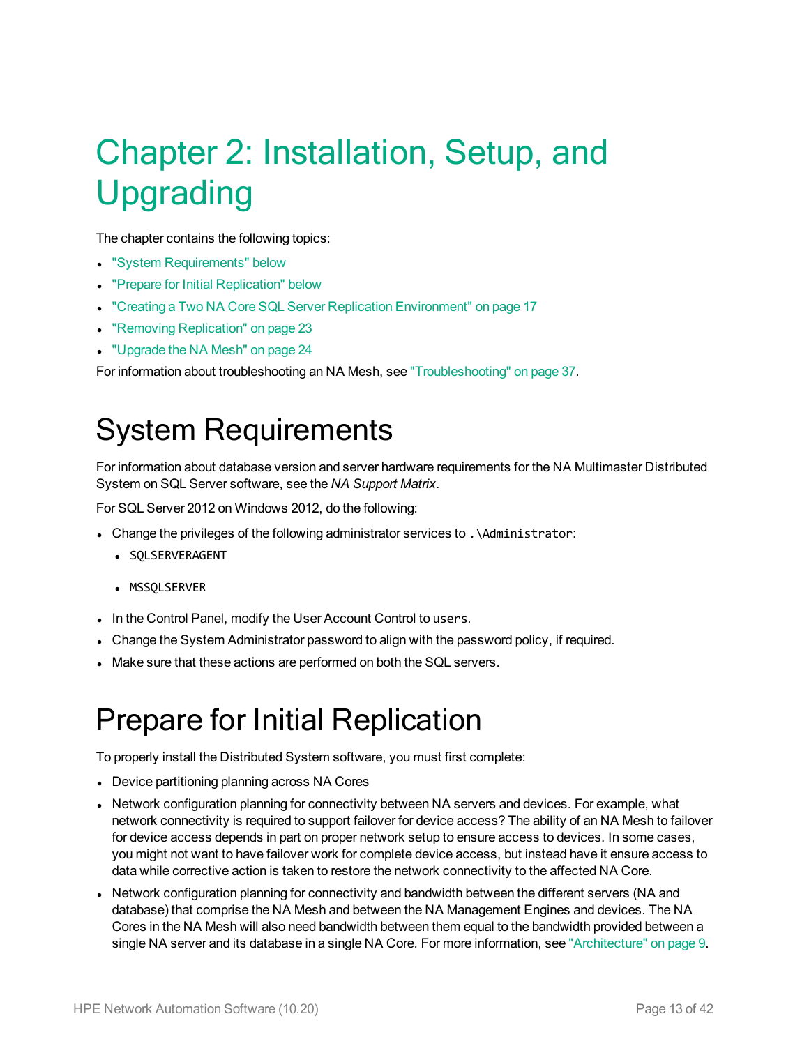# Chapter 2: Installation, Setup, and Upgrading

The chapter contains the following topics:

- "System Requirements" below
- "Prepare for Initial Replication" below
- "Creating a Two NA Core SQL Server Replication Environment" on page 17
- "Removing Replication" on page 23
- "Upgrade the NA Mesh" on page 24

For information about troubleshooting an NA Mesh, see "Troubleshooting" on page 37.

## System Requirements

For information about database version and server hardware requirements for the NA Multimaster Distributed System on SQL Server software, see the *NA Support Matrix*.

For SQL Server 2012 on Windows 2012, do the following:

- Change the privileges of the following administrator services to `.\Administrator`:
  - `SQLSERVERAGENT`
  - `MSSQLSERVER`
- In the Control Panel, modify the User Account Control to `users`.
- Change the System Administrator password to align with the password policy, if required.
- Make sure that these actions are performed on both the SQL servers.

## Prepare for Initial Replication

To properly install the Distributed System software, you must first complete:

- Device partitioning planning across NA Cores
- Network configuration planning for connectivity between NA servers and devices. For example, what network connectivity is required to support failover for device access? The ability of an NA Mesh to failover for device access depends in part on proper network setup to ensure access to devices. In some cases, you might not want to have failover work for complete device access, but instead have it ensure access to data while corrective action is taken to restore the network connectivity to the affected NA Core.
- Network configuration planning for connectivity and bandwidth between the different servers (NA and database) that comprise the NA Mesh and between the NA Management Engines and devices. The NA Cores in the NA Mesh will also need bandwidth between them equal to the bandwidth provided between a single NA server and its database in a single NA Core. For more information, see "Architecture" on page 9.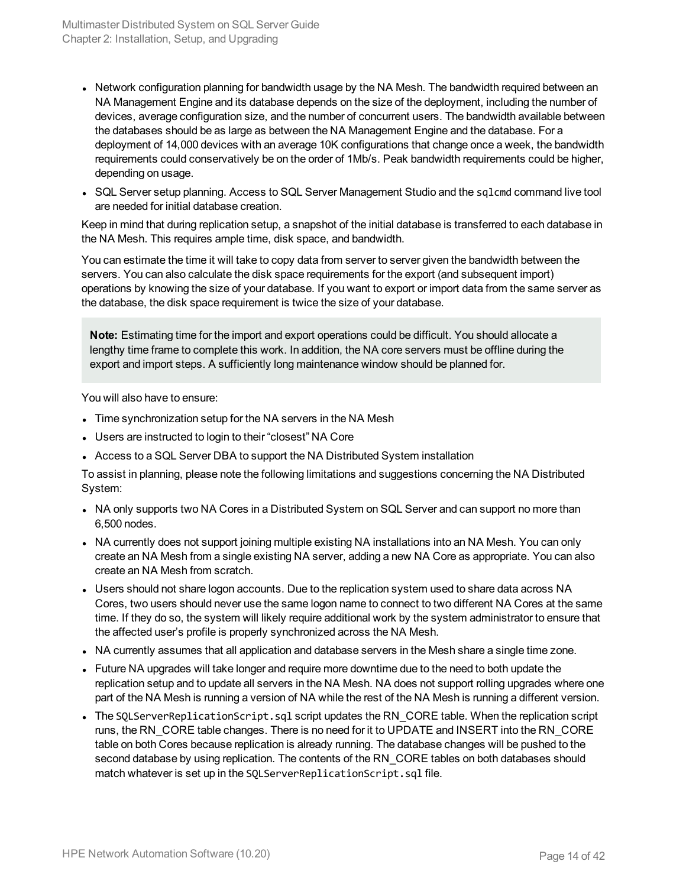- Network configuration planning for bandwidth usage by the NA Mesh. The bandwidth required between an NA Management Engine and its database depends on the size of the deployment, including the number of devices, average configuration size, and the number of concurrent users. The bandwidth available between the databases should be as large as between the NA Management Engine and the database. For a deployment of 14,000 devices with an average 10K configurations that change once a week, the bandwidth requirements could conservatively be on the order of 1Mb/s. Peak bandwidth requirements could be higher, depending on usage.
- SQL Server setup planning. Access to SQL Server Management Studio and the `sqlcmd` command live tool are needed for initial database creation.

Keep in mind that during replication setup, a snapshot of the initial database is transferred to each database in the NA Mesh. This requires ample time, disk space, and bandwidth.

You can estimate the time it will take to copy data from server to server given the bandwidth between the servers. You can also calculate the disk space requirements for the export (and subsequent import) operations by knowing the size of your database. If you want to export or import data from the same server as the database, the disk space requirement is twice the size of your database.

> **Note:** Estimating time for the import and export operations could be difficult. You should allocate a lengthy time frame to complete this work. In addition, the NA core servers must be offline during the export and import steps. A sufficiently long maintenance window should be planned for.

You will also have to ensure:

- Time synchronization setup for the NA servers in the NA Mesh
- Users are instructed to login to their "closest" NA Core
- Access to a SQL Server DBA to support the NA Distributed System installation

To assist in planning, please note the following limitations and suggestions concerning the NA Distributed System:

- NA only supports two NA Cores in a Distributed System on SQL Server and can support no more than 6,500 nodes.
- NA currently does not support joining multiple existing NA installations into an NA Mesh. You can only create an NA Mesh from a single existing NA server, adding a new NA Core as appropriate. You can also create an NA Mesh from scratch.
- Users should not share logon accounts. Due to the replication system used to share data across NA Cores, two users should never use the same logon name to connect to two different NA Cores at the same time. If they do so, the system will likely require additional work by the system administrator to ensure that the affected user's profile is properly synchronized across the NA Mesh.
- NA currently assumes that all application and database servers in the Mesh share a single time zone.
- Future NA upgrades will take longer and require more downtime due to the need to both update the replication setup and to update all servers in the NA Mesh. NA does not support rolling upgrades where one part of the NA Mesh is running a version of NA while the rest of the NA Mesh is running a different version.
- The `SQLServerReplicationScript.sql` script updates the RN_CORE table. When the replication script runs, the RN_CORE table changes. There is no need for it to UPDATE and INSERT into the RN_CORE table on both Cores because replication is already running. The database changes will be pushed to the second database by using replication. The contents of the RN_CORE tables on both databases should match whatever is set up in the `SQLServerReplicationScript.sql` file.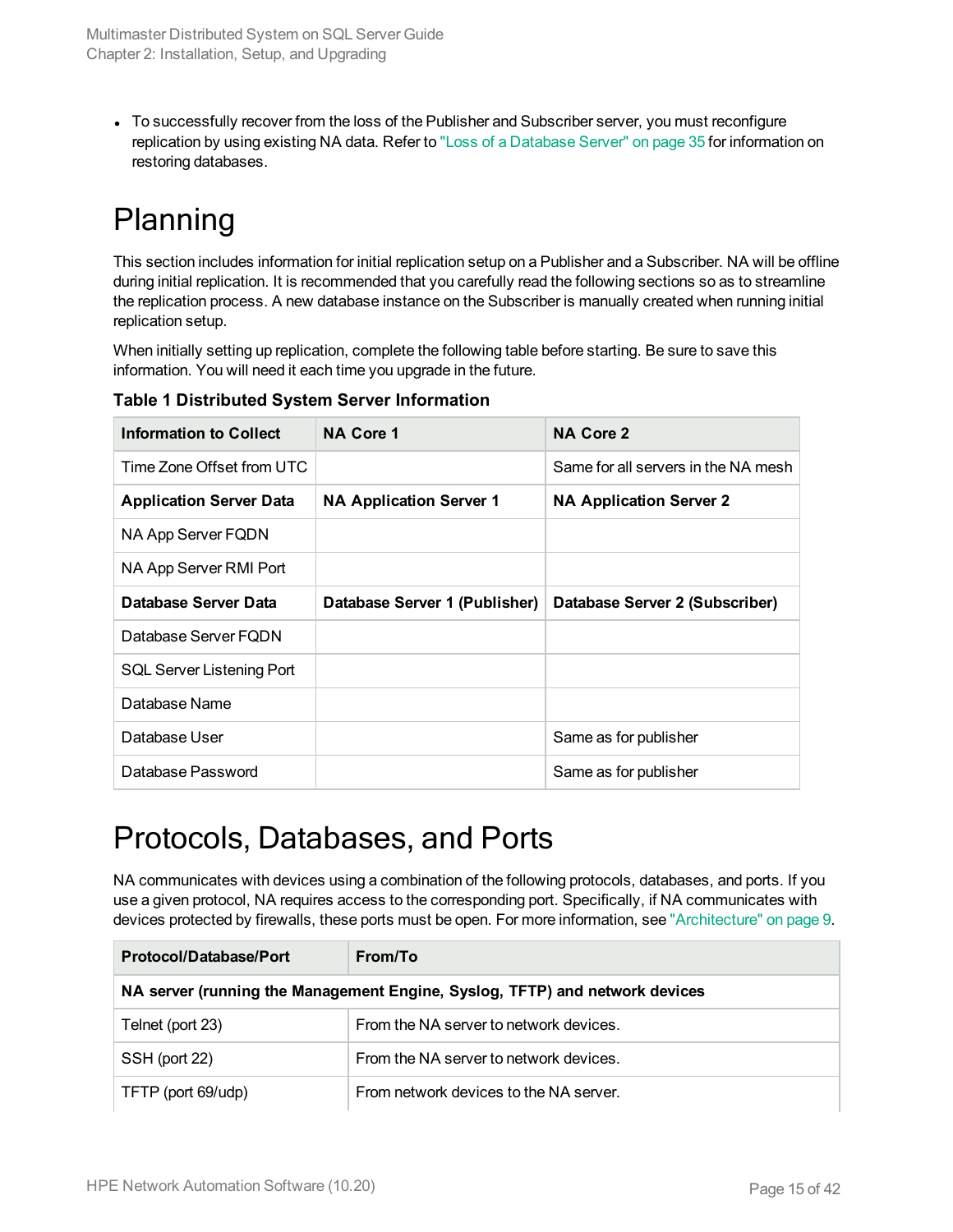- To successfully recover from the loss of the Publisher and Subscriber server, you must reconfigure replication by using existing NA data. Refer to "Loss of a Database Server" on page 35 for information on restoring databases.

# Planning

This section includes information for initial replication setup on a Publisher and a Subscriber. NA will be offline during initial replication. It is recommended that you carefully read the following sections so as to streamline the replication process. A new database instance on the Subscriber is manually created when running initial replication setup.

When initially setting up replication, complete the following table before starting. Be sure to save this information. You will need it each time you upgrade in the future.

**Table 1 Distributed System Server Information**

| Information to Collect | NA Core 1 | NA Core 2 |
|---|---|---|
| Time Zone Offset from UTC | | Same for all servers in the NA mesh |
| **Application Server Data** | **NA Application Server 1** | **NA Application Server 2** |
| NA App Server FQDN | | |
| NA App Server RMI Port | | |
| **Database Server Data** | **Database Server 1 (Publisher)** | **Database Server 2 (Subscriber)** |
| Database Server FQDN | | |
| SQL Server Listening Port | | |
| Database Name | | |
| Database User | | Same as for publisher |
| Database Password | | Same as for publisher |

# Protocols, Databases, and Ports

NA communicates with devices using a combination of the following protocols, databases, and ports. If you use a given protocol, NA requires access to the corresponding port. Specifically, if NA communicates with devices protected by firewalls, these ports must be open. For more information, see "Architecture" on page 9.

| Protocol/Database/Port | From/To |
|---|---|
| **NA server (running the Management Engine, Syslog, TFTP) and network devices** | |
| Telnet (port 23) | From the NA server to network devices. |
| SSH (port 22) | From the NA server to network devices. |
| TFTP (port 69/udp) | From network devices to the NA server. |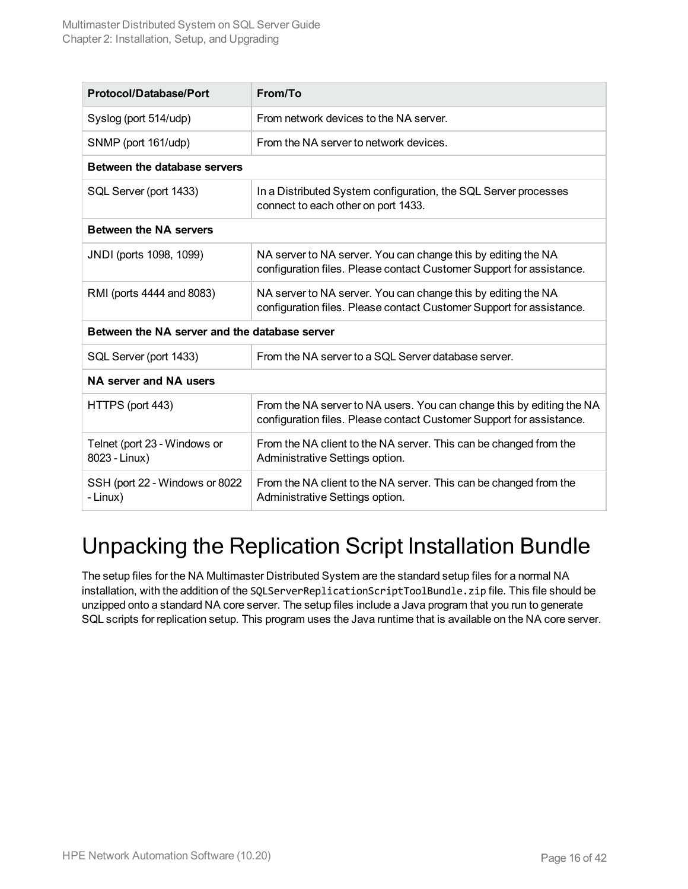| Protocol/Database/Port | From/To |
|---|---|
| Syslog (port 514/udp) | From network devices to the NA server. |
| SNMP (port 161/udp) | From the NA server to network devices. |
| **Between the database servers** | |
| SQL Server (port 1433) | In a Distributed System configuration, the SQL Server processes connect to each other on port 1433. |
| **Between the NA servers** | |
| JNDI (ports 1098, 1099) | NA server to NA server. You can change this by editing the NA configuration files. Please contact Customer Support for assistance. |
| RMI (ports 4444 and 8083) | NA server to NA server. You can change this by editing the NA configuration files. Please contact Customer Support for assistance. |
| **Between the NA server and the database server** | |
| SQL Server (port 1433) | From the NA server to a SQL Server database server. |
| **NA server and NA users** | |
| HTTPS (port 443) | From the NA server to NA users. You can change this by editing the NA configuration files. Please contact Customer Support for assistance. |
| Telnet (port 23 - Windows or 8023 - Linux) | From the NA client to the NA server. This can be changed from the Administrative Settings option. |
| SSH (port 22 - Windows or 8022 - Linux) | From the NA client to the NA server. This can be changed from the Administrative Settings option. |

# Unpacking the Replication Script Installation Bundle

The setup files for the NA Multimaster Distributed System are the standard setup files for a normal NA installation, with the addition of the `SQLServerReplicationScriptToolBundle.zip` file. This file should be unzipped onto a standard NA core server. The setup files include a Java program that you run to generate SQL scripts for replication setup. This program uses the Java runtime that is available on the NA core server.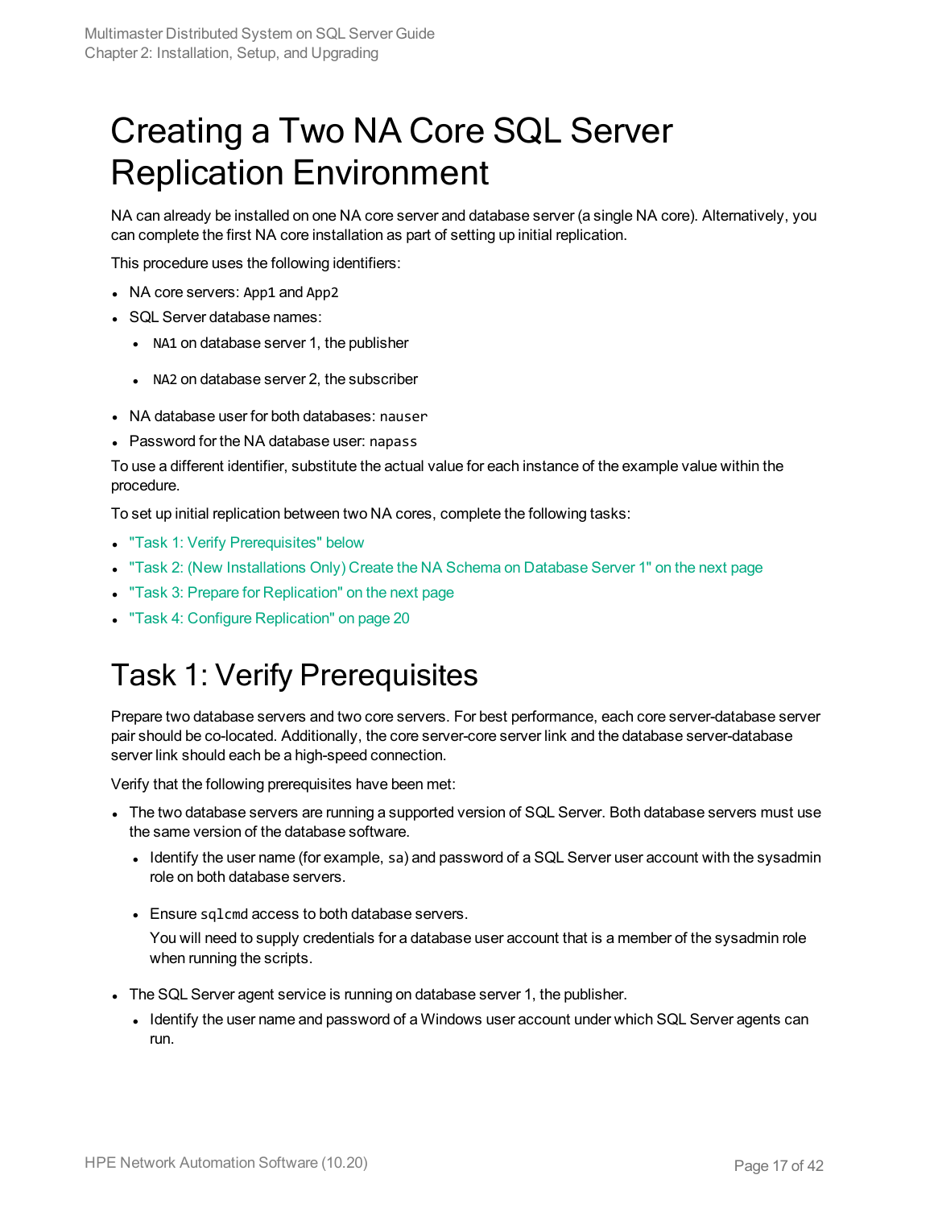# Creating a Two NA Core SQL Server Replication Environment

NA can already be installed on one NA core server and database server (a single NA core). Alternatively, you can complete the first NA core installation as part of setting up initial replication.

This procedure uses the following identifiers:

- NA core servers: `App1` and `App2`
- SQL Server database names:
  - `NA1` on database server 1, the publisher
  - `NA2` on database server 2, the subscriber
- NA database user for both databases: `nauser`
- Password for the NA database user: `napass`

To use a different identifier, substitute the actual value for each instance of the example value within the procedure.

To set up initial replication between two NA cores, complete the following tasks:

- "Task 1: Verify Prerequisites" below
- "Task 2: (New Installations Only) Create the NA Schema on Database Server 1" on the next page
- "Task 3: Prepare for Replication" on the next page
- "Task 4: Configure Replication" on page 20

## Task 1: Verify Prerequisites

Prepare two database servers and two core servers. For best performance, each core server-database server pair should be co-located. Additionally, the core server-core server link and the database server-database server link should each be a high-speed connection.

Verify that the following prerequisites have been met:

- The two database servers are running a supported version of SQL Server. Both database servers must use the same version of the database software.
  - Identify the user name (for example, `sa`) and password of a SQL Server user account with the sysadmin role on both database servers.
  - Ensure `sqlcmd` access to both database servers.

    You will need to supply credentials for a database user account that is a member of the sysadmin role when running the scripts.
- The SQL Server agent service is running on database server 1, the publisher.
  - Identify the user name and password of a Windows user account under which SQL Server agents can run.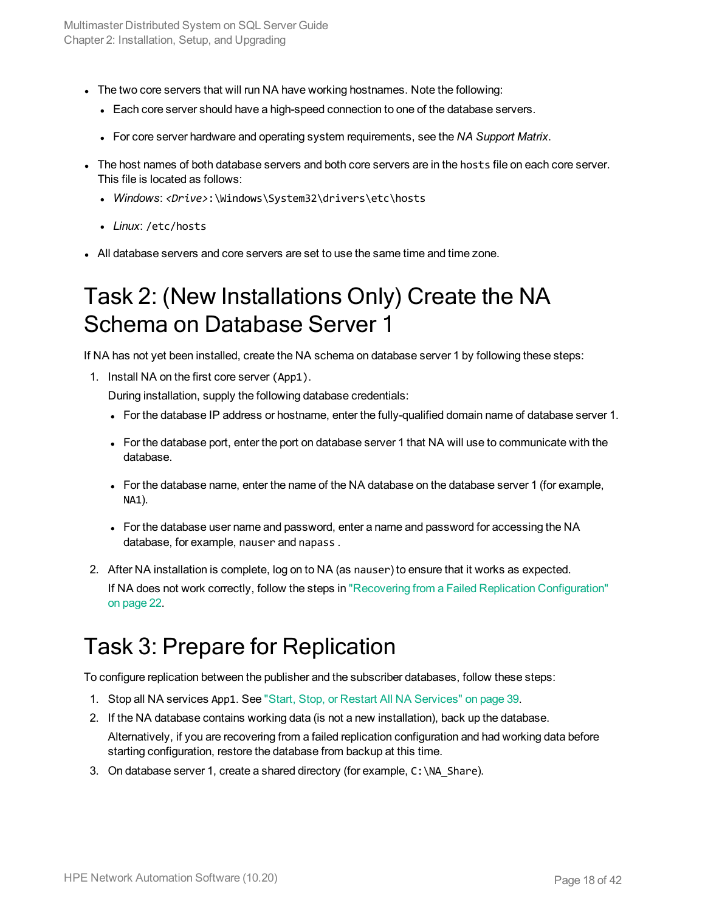- The two core servers that will run NA have working hostnames. Note the following:
  - Each core server should have a high-speed connection to one of the database servers.
  - For core server hardware and operating system requirements, see the *NA Support Matrix*.
- The host names of both database servers and both core servers are in the `hosts` file on each core server. This file is located as follows:
  - *Windows*: `<Drive>:\Windows\System32\drivers\etc\hosts`
  - *Linux*: `/etc/hosts`
- All database servers and core servers are set to use the same time and time zone.

# Task 2: (New Installations Only) Create the NA Schema on Database Server 1

If NA has not yet been installed, create the NA schema on database server 1 by following these steps:

1. Install NA on the first core server (`App1`).

   During installation, supply the following database credentials:

   - For the database IP address or hostname, enter the fully-qualified domain name of database server 1.
   - For the database port, enter the port on database server 1 that NA will use to communicate with the database.
   - For the database name, enter the name of the NA database on the database server 1 (for example, `NA1`).
   - For the database user name and password, enter a name and password for accessing the NA database, for example, `nauser` and `napass` .

2. After NA installation is complete, log on to NA (as `nauser`) to ensure that it works as expected.

   If NA does not work correctly, follow the steps in "Recovering from a Failed Replication Configuration" on page 22.

# Task 3: Prepare for Replication

To configure replication between the publisher and the subscriber databases, follow these steps:

1. Stop all NA services `App1`. See "Start, Stop, or Restart All NA Services" on page 39.
2. If the NA database contains working data (is not a new installation), back up the database.

   Alternatively, if you are recovering from a failed replication configuration and had working data before starting configuration, restore the database from backup at this time.
3. On database server 1, create a shared directory (for example, `C:\NA_Share`).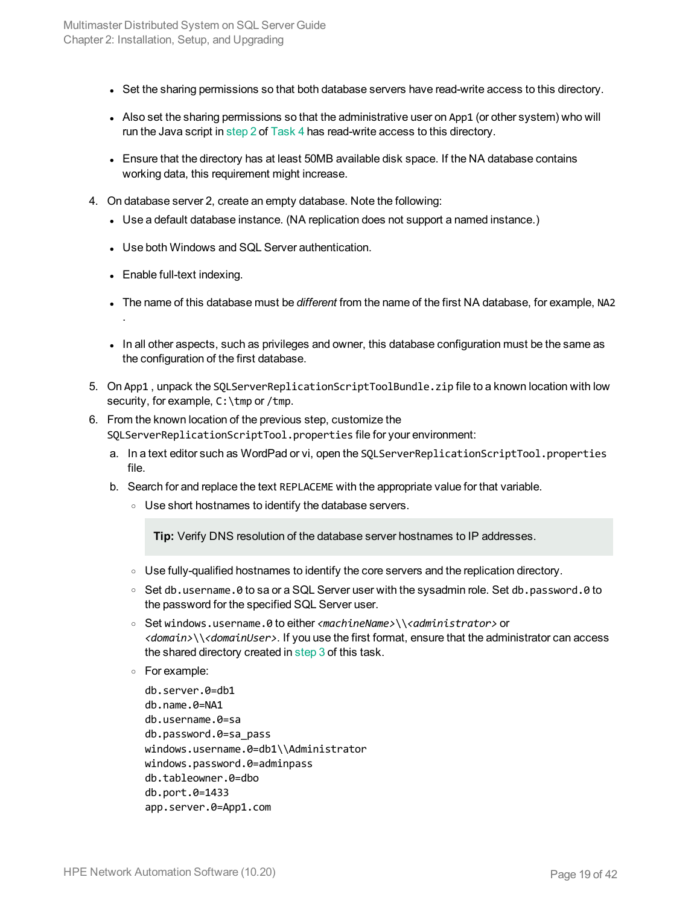- Set the sharing permissions so that both database servers have read-write access to this directory.
- Also set the sharing permissions so that the administrative user on `App1` (or other system) who will run the Java script in step 2 of Task 4 has read-write access to this directory.
- Ensure that the directory has at least 50MB available disk space. If the NA database contains working data, this requirement might increase.

4. On database server 2, create an empty database. Note the following:
   - Use a default database instance. (NA replication does not support a named instance.)
   - Use both Windows and SQL Server authentication.
   - Enable full-text indexing.
   - The name of this database must be *different* from the name of the first NA database, for example, `NA2`.
   - In all other aspects, such as privileges and owner, this database configuration must be the same as the configuration of the first database.
5. On `App1`, unpack the `SQLServerReplicationScriptToolBundle.zip` file to a known location with low security, for example, `C:\tmp` or `/tmp`.
6. From the known location of the previous step, customize the `SQLServerReplicationScriptTool.properties` file for your environment:
   a. In a text editor such as WordPad or vi, open the `SQLServerReplicationScriptTool.properties` file.
   b. Search for and replace the text `REPLACEME` with the appropriate value for that variable.
      - Use short hostnames to identify the database servers.

        > **Tip:** Verify DNS resolution of the database server hostnames to IP addresses.

      - Use fully-qualified hostnames to identify the core servers and the replication directory.
      - Set `db.username.0` to sa or a SQL Server user with the sysadmin role. Set `db.password.0` to the password for the specified SQL Server user.
      - Set `windows.username.0` to either *`<machineName>\\<administrator>`* or *`<domain>\\<domainUser>`*. If you use the first format, ensure that the administrator can access the shared directory created in step 3 of this task.
      - For example:

        ```
        db.server.0=db1
        db.name.0=NA1
        db.username.0=sa
        db.password.0=sa_pass
        windows.username.0=db1\\Administrator
        windows.password.0=adminpass
        db.tableowner.0=dbo
        db.port.0=1433
        app.server.0=App1.com
        ```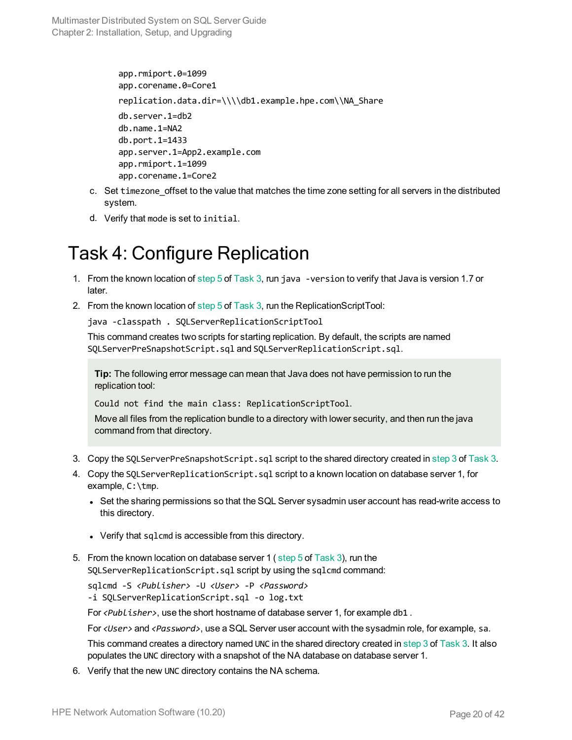```
app.rmiport.0=1099
app.corename.0=Core1
replication.data.dir=\\\\db1.example.hpe.com\\NA_Share
db.server.1=db2
db.name.1=NA2
db.port.1=1433
app.server.1=App2.example.com
app.rmiport.1=1099
app.corename.1=Core2
```

c. Set `timezone_offset` to the value that matches the time zone setting for all servers in the distributed system.

d. Verify that `mode` is set to `initial`.

# Task 4: Configure Replication

1. From the known location of step 5 of Task 3, run `java -version` to verify that Java is version 1.7 or later.
2. From the known location of step 5 of Task 3, run the ReplicationScriptTool:

   ```
   java -classpath . SQLServerReplicationScriptTool
   ```

   This command creates two scripts for starting replication. By default, the scripts are named `SQLServerPreSnapshotScript.sql` and `SQLServerReplicationScript.sql`.

   > **Tip:** The following error message can mean that Java does not have permission to run the replication tool:
   >
   > `Could not find the main class: ReplicationScriptTool.`
   >
   > Move all files from the replication bundle to a directory with lower security, and then run the java command from that directory.

3. Copy the `SQLServerPreSnapshotScript.sql` script to the shared directory created in step 3 of Task 3.
4. Copy the `SQLServerReplicationScript.sql` script to a known location on database server 1, for example, `C:\tmp`.
   - Set the sharing permissions so that the SQL Server sysadmin user account has read-write access to this directory.
   - Verify that `sqlcmd` is accessible from this directory.
5. From the known location on database server 1 ( step 5 of Task 3), run the `SQLServerReplicationScript.sql` script by using the `sqlcmd` command:

   ```
   sqlcmd -S <Publisher> -U <User> -P <Password>
   -i SQLServerReplicationScript.sql -o log.txt
   ```

   For *`<Publisher>`*, use the short hostname of database server 1, for example `db1` .

   For *`<User>`* and *`<Password>`*, use a SQL Server user account with the sysadmin role, for example, `sa`.

   This command creates a directory named `UNC` in the shared directory created in step 3 of Task 3. It also populates the `UNC` directory with a snapshot of the NA database on database server 1.

6. Verify that the new `UNC` directory contains the NA schema.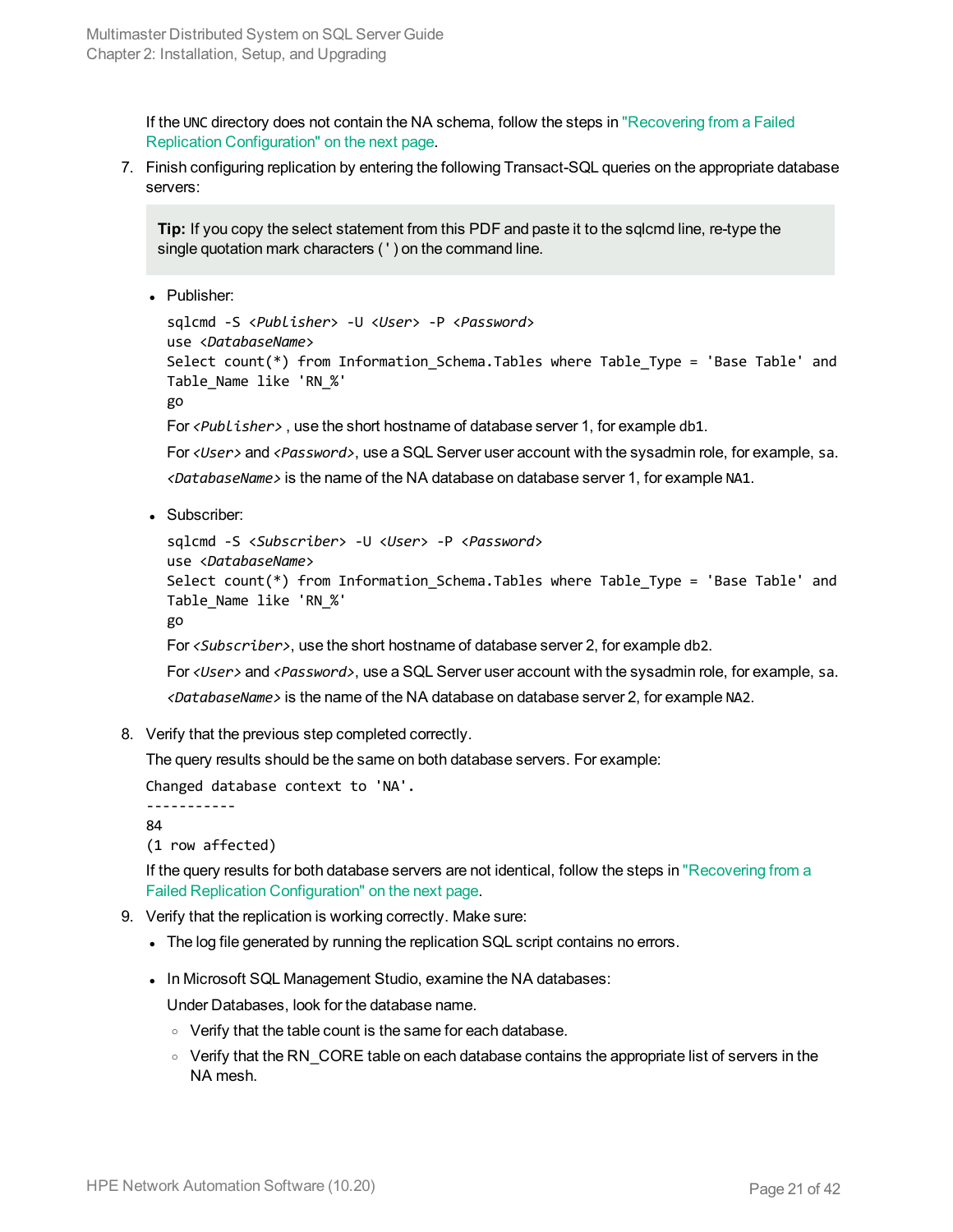If the `UNC` directory does not contain the NA schema, follow the steps in "Recovering from a Failed Replication Configuration" on the next page.

7. Finish configuring replication by entering the following Transact-SQL queries on the appropriate database servers:

   > **Tip:** If you copy the select statement from this PDF and paste it to the sqlcmd line, re-type the single quotation mark characters ( ' ) on the command line.

   - Publisher:

     ```
     sqlcmd -S <Publisher> -U <User> -P <Password>
     use <DatabaseName>
     Select count(*) from Information_Schema.Tables where Table_Type = 'Base Table' and
     Table_Name like 'RN_%'
     go
     ```

     For *<Publisher>* , use the short hostname of database server 1, for example `db1`.

     For *<User>* and *<Password>*, use a SQL Server user account with the sysadmin role, for example, `sa`.

     *<DatabaseName>* is the name of the NA database on database server 1, for example `NA1`.

   - Subscriber:

     ```
     sqlcmd -S <Subscriber> -U <User> -P <Password>
     use <DatabaseName>
     Select count(*) from Information_Schema.Tables where Table_Type = 'Base Table' and
     Table_Name like 'RN_%'
     go
     ```

     For *<Subscriber>*, use the short hostname of database server 2, for example `db2`.

     For *<User>* and *<Password>*, use a SQL Server user account with the sysadmin role, for example, `sa`.

     *<DatabaseName>* is the name of the NA database on database server 2, for example `NA2`.

8. Verify that the previous step completed correctly.

   The query results should be the same on both database servers. For example:

   ```
   Changed database context to 'NA'.
   -----------
   84
   (1 row affected)
   ```

   If the query results for both database servers are not identical, follow the steps in "Recovering from a Failed Replication Configuration" on the next page.

9. Verify that the replication is working correctly. Make sure:

   - The log file generated by running the replication SQL script contains no errors.
   - In Microsoft SQL Management Studio, examine the NA databases:

     Under Databases, look for the database name.

     - Verify that the table count is the same for each database.
     - Verify that the RN_CORE table on each database contains the appropriate list of servers in the NA mesh.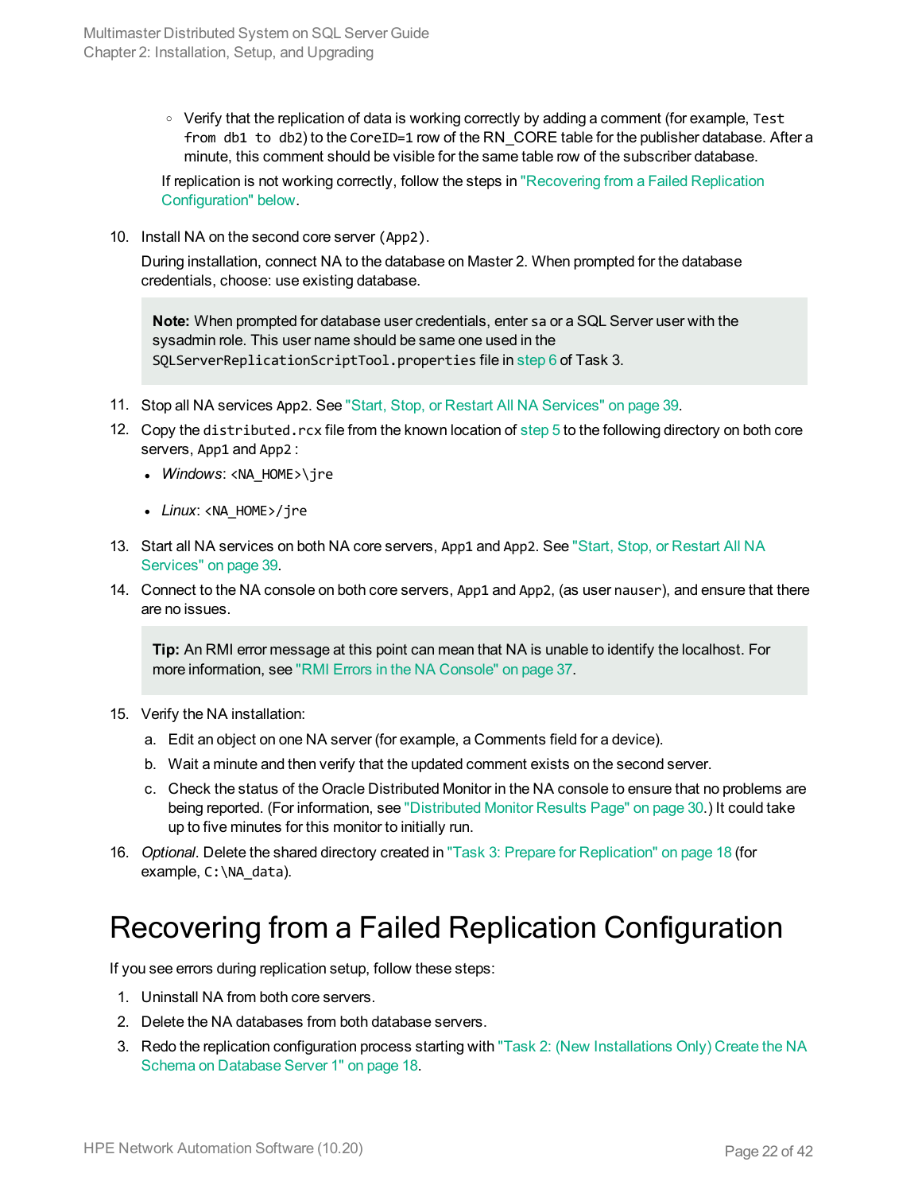- Verify that the replication of data is working correctly by adding a comment (for example, `Test from db1 to db2`) to the `CoreID=1` row of the RN_CORE table for the publisher database. After a minute, this comment should be visible for the same table row of the subscriber database.

  If replication is not working correctly, follow the steps in "Recovering from a Failed Replication Configuration" below.

10. Install NA on the second core server (`App2`).

    During installation, connect NA to the database on Master 2. When prompted for the database credentials, choose: use existing database.

    > **Note:** When prompted for database user credentials, enter `sa` or a SQL Server user with the sysadmin role. This user name should be same one used in the `SQLServerReplicationScriptTool.properties` file in step 6 of Task 3.

11. Stop all NA services `App2`. See "Start, Stop, or Restart All NA Services" on page 39.
12. Copy the `distributed.rcx` file from the known location of step 5 to the following directory on both core servers, `App1` and `App2` :
    - *Windows*: `<NA_HOME>\jre`
    - *Linux*: `<NA_HOME>/jre`
13. Start all NA services on both NA core servers, `App1` and `App2`. See "Start, Stop, or Restart All NA Services" on page 39.
14. Connect to the NA console on both core servers, `App1` and `App2`, (as user `nauser`), and ensure that there are no issues.

    > **Tip:** An RMI error message at this point can mean that NA is unable to identify the localhost. For more information, see "RMI Errors in the NA Console" on page 37.

15. Verify the NA installation:
    a. Edit an object on one NA server (for example, a Comments field for a device).
    b. Wait a minute and then verify that the updated comment exists on the second server.
    c. Check the status of the Oracle Distributed Monitor in the NA console to ensure that no problems are being reported. (For information, see "Distributed Monitor Results Page" on page 30.) It could take up to five minutes for this monitor to initially run.
16. *Optional*. Delete the shared directory created in "Task 3: Prepare for Replication" on page 18 (for example, `C:\NA_data`).

# Recovering from a Failed Replication Configuration

If you see errors during replication setup, follow these steps:

1. Uninstall NA from both core servers.
2. Delete the NA databases from both database servers.
3. Redo the replication configuration process starting with "Task 2: (New Installations Only) Create the NA Schema on Database Server 1" on page 18.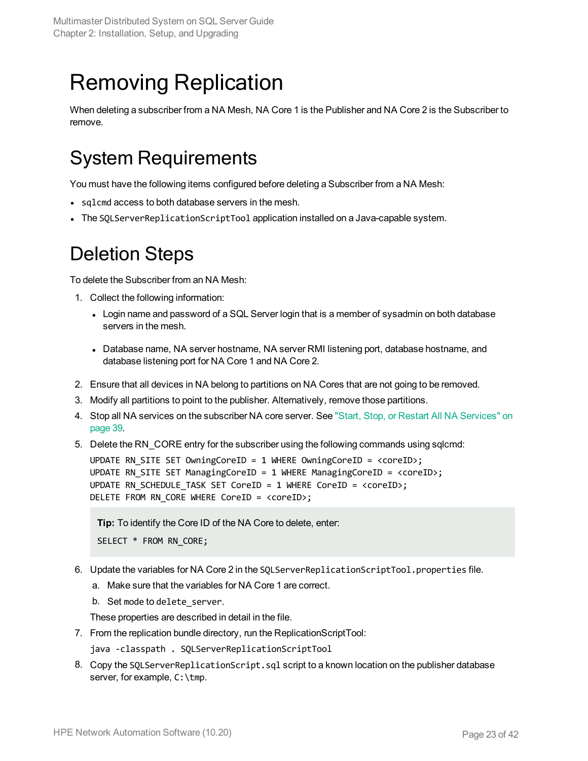# Removing Replication

When deleting a subscriber from a NA Mesh, NA Core 1 is the Publisher and NA Core 2 is the Subscriber to remove.

## System Requirements

You must have the following items configured before deleting a Subscriber from a NA Mesh:

- `sqlcmd` access to both database servers in the mesh.
- The `SQLServerReplicationScriptTool` application installed on a Java-capable system.

## Deletion Steps

To delete the Subscriber from an NA Mesh:

1. Collect the following information:
   - Login name and password of a SQL Server login that is a member of sysadmin on both database servers in the mesh.
   - Database name, NA server hostname, NA server RMI listening port, database hostname, and database listening port for NA Core 1 and NA Core 2.
2. Ensure that all devices in NA belong to partitions on NA Cores that are not going to be removed.
3. Modify all partitions to point to the publisher. Alternatively, remove those partitions.
4. Stop all NA services on the subscriber NA core server. See "Start, Stop, or Restart All NA Services" on page 39.
5. Delete the RN_CORE entry for the subscriber using the following commands using sqlcmd:

   ```
   UPDATE RN_SITE SET OwningCoreID = 1 WHERE OwningCoreID = <coreID>;
   UPDATE RN_SITE SET ManagingCoreID = 1 WHERE ManagingCoreID = <coreID>;
   UPDATE RN_SCHEDULE_TASK SET CoreID = 1 WHERE CoreID = <coreID>;
   DELETE FROM RN_CORE WHERE CoreID = <coreID>;
   ```

   > **Tip:** To identify the Core ID of the NA Core to delete, enter:
   >
   > ```
   > SELECT * FROM RN_CORE;
   > ```

6. Update the variables for NA Core 2 in the `SQLServerReplicationScriptTool.properties` file.
   a. Make sure that the variables for NA Core 1 are correct.
   b. Set mode to `delete_server`.

   These properties are described in detail in the file.
7. From the replication bundle directory, run the ReplicationScriptTool:

   ```
   java -classpath . SQLServerReplicationScriptTool
   ```

8. Copy the `SQLServerReplicationScript.sql` script to a known location on the publisher database server, for example, `C:\tmp`.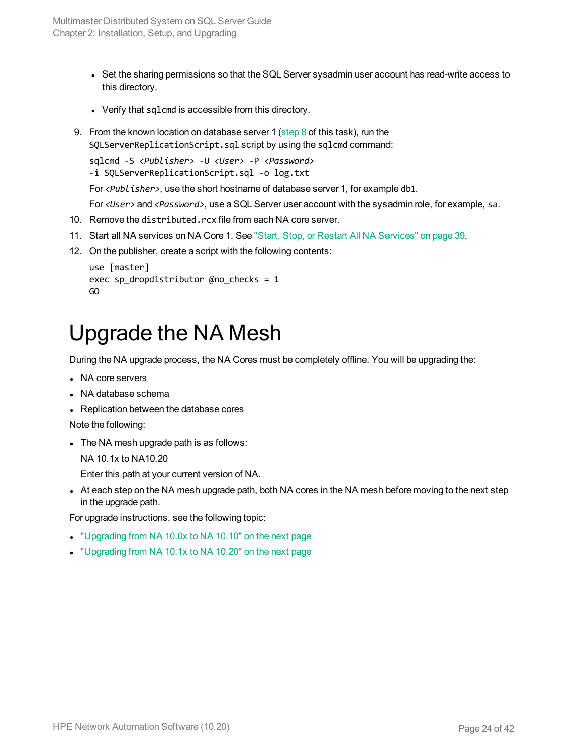- Set the sharing permissions so that the SQL Server sysadmin user account has read-write access to this directory.
   - Verify that `sqlcmd` is accessible from this directory.

9. From the known location on database server 1 (step 8 of this task), run the `SQLServerReplicationScript.sql` script by using the `sqlcmd` command:

   ```
   sqlcmd -S <Publisher> -U <User> -P <Password>
   -i SQLServerReplicationScript.sql -o log.txt
   ```

   For *<Publisher>*, use the short hostname of database server 1, for example `db1`.

   For *<User>* and *<Password>*, use a SQL Server user account with the sysadmin role, for example, `sa`.

10. Remove the `distributed.rcx` file from each NA core server.
11. Start all NA services on NA Core 1. See "Start, Stop, or Restart All NA Services" on page 39.
12. On the publisher, create a script with the following contents:

    ```
    use [master]
    exec sp_dropdistributor @no_checks = 1
    GO
    ```

# Upgrade the NA Mesh

During the NA upgrade process, the NA Cores must be completely offline. You will be upgrading the:

- NA core servers
- NA database schema
- Replication between the database cores

Note the following:

- The NA mesh upgrade path is as follows:

  NA 10.1x to NA10.20

  Enter this path at your current version of NA.

- At each step on the NA mesh upgrade path, both NA cores in the NA mesh before moving to the next step in the upgrade path.

For upgrade instructions, see the following topic:

- "Upgrading from NA 10.0x to NA 10.10" on the next page
- "Upgrading from NA 10.1x to NA 10.20" on the next page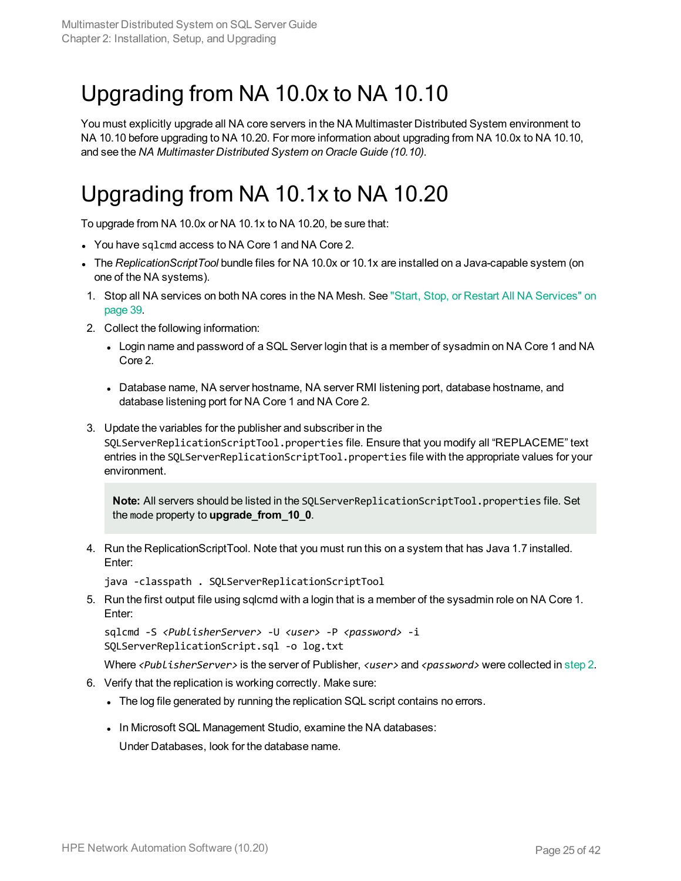# Upgrading from NA 10.0x to NA 10.10

You must explicitly upgrade all NA core servers in the NA Multimaster Distributed System environment to NA 10.10 before upgrading to NA 10.20. For more information about upgrading from NA 10.0x to NA 10.10, and see the *NA Multimaster Distributed System on Oracle Guide (10.10)*.

# Upgrading from NA 10.1x to NA 10.20

To upgrade from NA 10.0x or NA 10.1x to NA 10.20, be sure that:

- You have `sqlcmd` access to NA Core 1 and NA Core 2.
- The *ReplicationScriptTool* bundle files for NA 10.0x or 10.1x are installed on a Java-capable system (on one of the NA systems).

1. Stop all NA services on both NA cores in the NA Mesh. See "Start, Stop, or Restart All NA Services" on page 39.
2. Collect the following information:
   - Login name and password of a SQL Server login that is a member of sysadmin on NA Core 1 and NA Core 2.
   - Database name, NA server hostname, NA server RMI listening port, database hostname, and database listening port for NA Core 1 and NA Core 2.
3. Update the variables for the publisher and subscriber in the `SQLServerReplicationScriptTool.properties` file. Ensure that you modify all "REPLACEME" text entries in the `SQLServerReplicationScriptTool.properties` file with the appropriate values for your environment.

   > **Note:** All servers should be listed in the `SQLServerReplicationScriptTool.properties` file. Set the `mode` property to **upgrade_from_10_0**.

4. Run the ReplicationScriptTool. Note that you must run this on a system that has Java 1.7 installed. Enter:

   ```
   java -classpath . SQLServerReplicationScriptTool
   ```

5. Run the first output file using sqlcmd with a login that is a member of the sysadmin role on NA Core 1. Enter:

   ```
   sqlcmd -S <PublisherServer> -U <user> -P <password> -i
   SQLServerReplicationScript.sql -o log.txt
   ```

   Where *<PublisherServer>* is the server of Publisher, *<user>* and *<password>* were collected in step 2.

6. Verify that the replication is working correctly. Make sure:
   - The log file generated by running the replication SQL script contains no errors.
   - In Microsoft SQL Management Studio, examine the NA databases:

     Under Databases, look for the database name.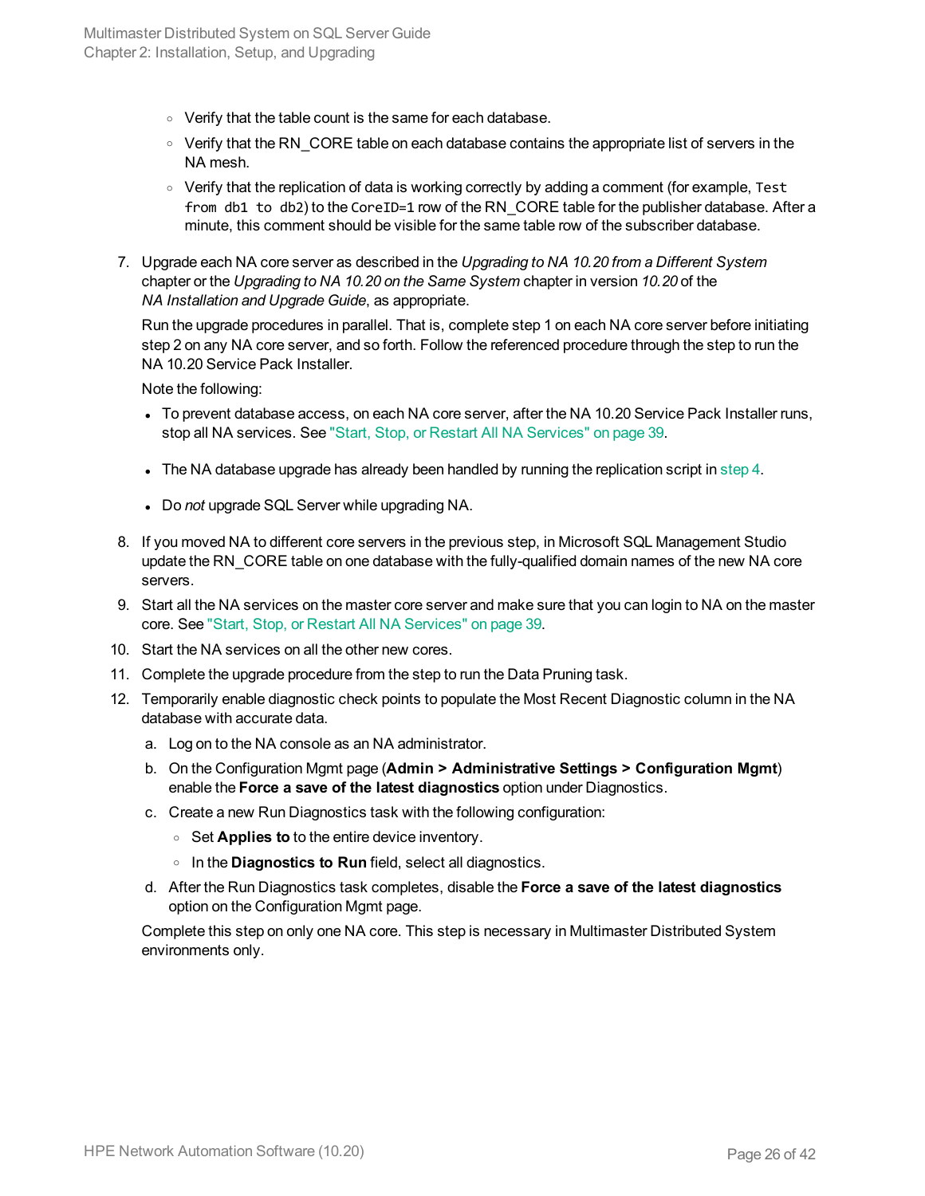- Verify that the table count is the same for each database.
   - Verify that the RN_CORE table on each database contains the appropriate list of servers in the NA mesh.
   - Verify that the replication of data is working correctly by adding a comment (for example, `Test from db1 to db2`) to the `CoreID=1` row of the RN_CORE table for the publisher database. After a minute, this comment should be visible for the same table row of the subscriber database.

7. Upgrade each NA core server as described in the *Upgrading to NA 10.20 from a Different System* chapter or the *Upgrading to NA 10.20 on the Same System* chapter in version *10.20* of the *NA Installation and Upgrade Guide*, as appropriate.

   Run the upgrade procedures in parallel. That is, complete step 1 on each NA core server before initiating step 2 on any NA core server, and so forth. Follow the referenced procedure through the step to run the NA 10.20 Service Pack Installer.

   Note the following:

   - To prevent database access, on each NA core server, after the NA 10.20 Service Pack Installer runs, stop all NA services. See "Start, Stop, or Restart All NA Services" on page 39.
   - The NA database upgrade has already been handled by running the replication script in step 4.
   - Do *not* upgrade SQL Server while upgrading NA.

8. If you moved NA to different core servers in the previous step, in Microsoft SQL Management Studio update the RN_CORE table on one database with the fully-qualified domain names of the new NA core servers.
9. Start all the NA services on the master core server and make sure that you can login to NA on the master core. See "Start, Stop, or Restart All NA Services" on page 39.
10. Start the NA services on all the other new cores.
11. Complete the upgrade procedure from the step to run the Data Pruning task.
12. Temporarily enable diagnostic check points to populate the Most Recent Diagnostic column in the NA database with accurate data.

    a. Log on to the NA console as an NA administrator.

    b. On the Configuration Mgmt page (**Admin > Administrative Settings > Configuration Mgmt**) enable the **Force a save of the latest diagnostics** option under Diagnostics.

    c. Create a new Run Diagnostics task with the following configuration:

       - Set **Applies to** to the entire device inventory.
       - In the **Diagnostics to Run** field, select all diagnostics.

    d. After the Run Diagnostics task completes, disable the **Force a save of the latest diagnostics** option on the Configuration Mgmt page.

    Complete this step on only one NA core. This step is necessary in Multimaster Distributed System environments only.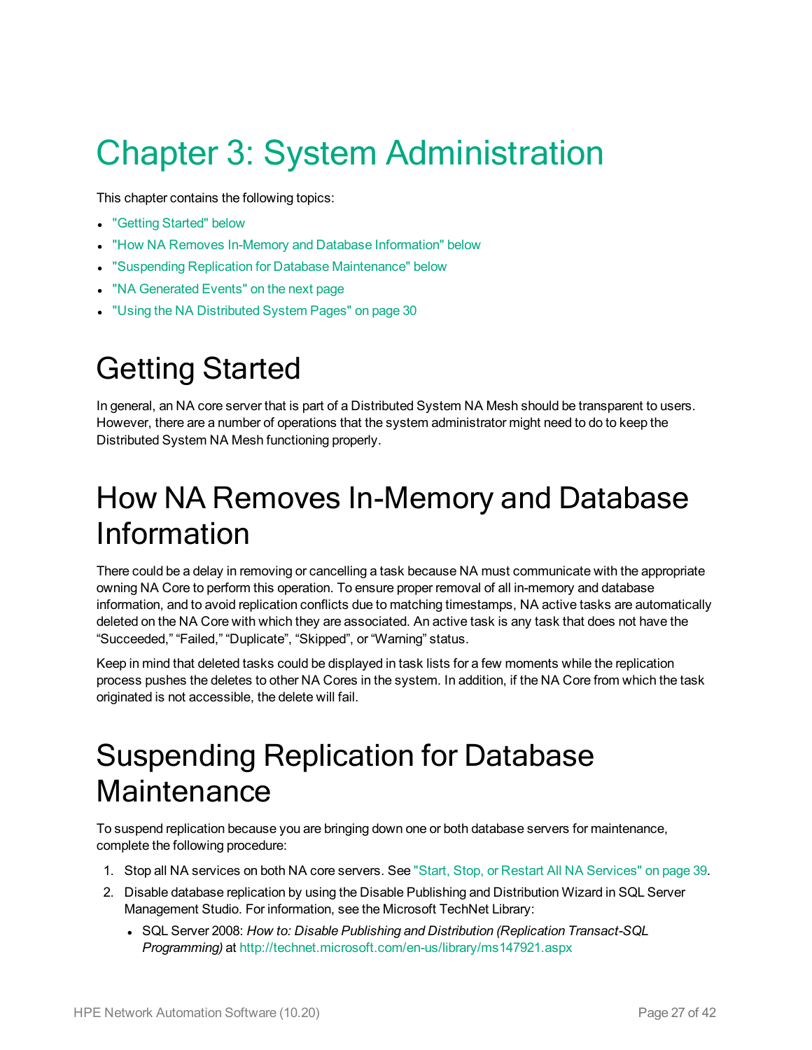# Chapter 3: System Administration

This chapter contains the following topics:

- "Getting Started" below
- "How NA Removes In-Memory and Database Information" below
- "Suspending Replication for Database Maintenance" below
- "NA Generated Events" on the next page
- "Using the NA Distributed System Pages" on page 30

## Getting Started

In general, an NA core server that is part of a Distributed System NA Mesh should be transparent to users. However, there are a number of operations that the system administrator might need to do to keep the Distributed System NA Mesh functioning properly.

## How NA Removes In-Memory and Database Information

There could be a delay in removing or cancelling a task because NA must communicate with the appropriate owning NA Core to perform this operation. To ensure proper removal of all in-memory and database information, and to avoid replication conflicts due to matching timestamps, NA active tasks are automatically deleted on the NA Core with which they are associated. An active task is any task that does not have the "Succeeded," "Failed," "Duplicate", "Skipped", or "Warning" status.

Keep in mind that deleted tasks could be displayed in task lists for a few moments while the replication process pushes the deletes to other NA Cores in the system. In addition, if the NA Core from which the task originated is not accessible, the delete will fail.

## Suspending Replication for Database Maintenance

To suspend replication because you are bringing down one or both database servers for maintenance, complete the following procedure:

1. Stop all NA services on both NA core servers. See "Start, Stop, or Restart All NA Services" on page 39.
2. Disable database replication by using the Disable Publishing and Distribution Wizard in SQL Server Management Studio. For information, see the Microsoft TechNet Library:
   - SQL Server 2008: *How to: Disable Publishing and Distribution (Replication Transact-SQL Programming)* at http://technet.microsoft.com/en-us/library/ms147921.aspx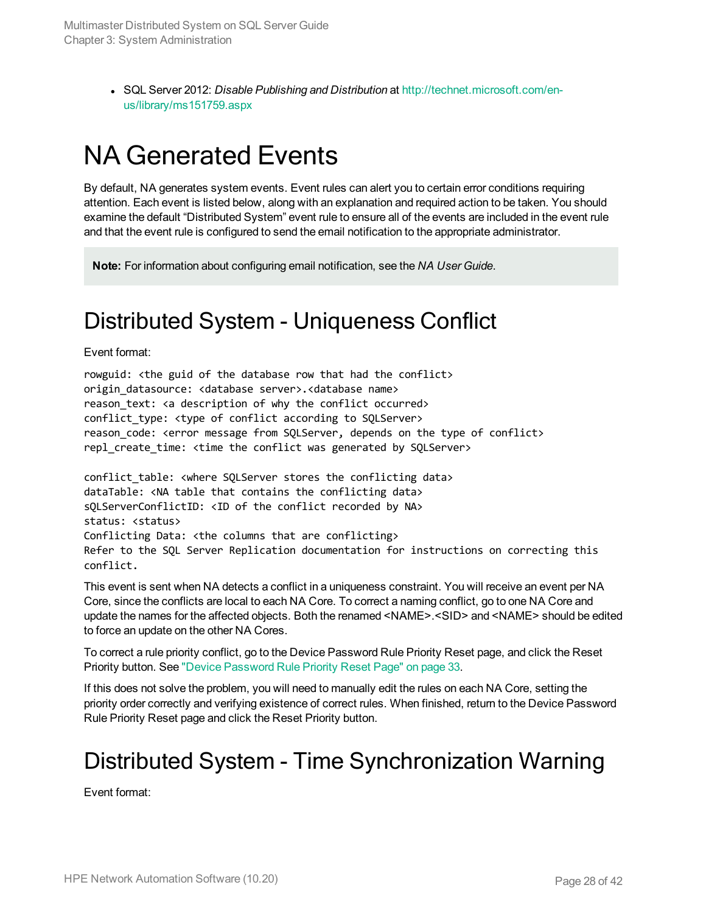- SQL Server 2012: *Disable Publishing and Distribution* at http://technet.microsoft.com/en-us/library/ms151759.aspx

# NA Generated Events

By default, NA generates system events. Event rules can alert you to certain error conditions requiring attention. Each event is listed below, along with an explanation and required action to be taken. You should examine the default “Distributed System” event rule to ensure all of the events are included in the event rule and that the event rule is configured to send the email notification to the appropriate administrator.

> **Note:** For information about configuring email notification, see the *NA User Guide*.

## Distributed System - Uniqueness Conflict

Event format:

```
rowguid: <the guid of the database row that had the conflict>
origin_datasource: <database server>.<database name>
reason_text: <a description of why the conflict occurred>
conflict_type: <type of conflict according to SQLServer>
reason_code: <error message from SQLServer, depends on the type of conflict>
repl_create_time: <time the conflict was generated by SQLServer>

conflict_table: <where SQLServer stores the conflicting data>
dataTable: <NA table that contains the conflicting data>
sQLServerConflictID: <ID of the conflict recorded by NA>
status: <status>
Conflicting Data: <the columns that are conflicting>
Refer to the SQL Server Replication documentation for instructions on correcting this
conflict.
```

This event is sent when NA detects a conflict in a uniqueness constraint. You will receive an event per NA Core, since the conflicts are local to each NA Core. To correct a naming conflict, go to one NA Core and update the names for the affected objects. Both the renamed <NAME>.<SID> and <NAME> should be edited to force an update on the other NA Cores.

To correct a rule priority conflict, go to the Device Password Rule Priority Reset page, and click the Reset Priority button. See "Device Password Rule Priority Reset Page" on page 33.

If this does not solve the problem, you will need to manually edit the rules on each NA Core, setting the priority order correctly and verifying existence of correct rules. When finished, return to the Device Password Rule Priority Reset page and click the Reset Priority button.

## Distributed System - Time Synchronization Warning

Event format: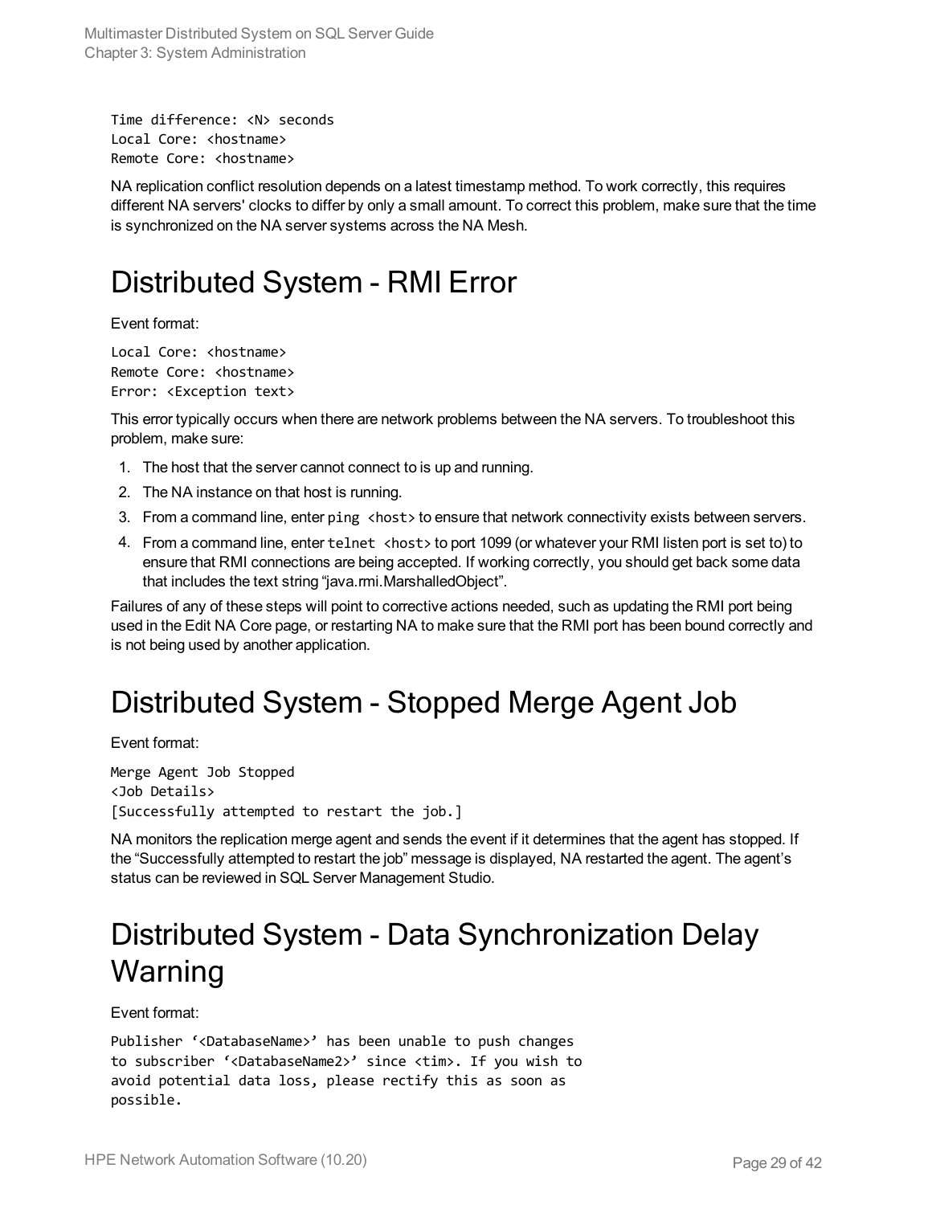```
Time difference: <N> seconds
Local Core: <hostname>
Remote Core: <hostname>
```

NA replication conflict resolution depends on a latest timestamp method. To work correctly, this requires different NA servers' clocks to differ by only a small amount. To correct this problem, make sure that the time is synchronized on the NA server systems across the NA Mesh.

# Distributed System - RMI Error

Event format:

```
Local Core: <hostname>
Remote Core: <hostname>
Error: <Exception text>
```

This error typically occurs when there are network problems between the NA servers. To troubleshoot this problem, make sure:

1. The host that the server cannot connect to is up and running.
2. The NA instance on that host is running.
3. From a command line, enter `ping <host>` to ensure that network connectivity exists between servers.
4. From a command line, enter `telnet <host>` to port 1099 (or whatever your RMI listen port is set to) to ensure that RMI connections are being accepted. If working correctly, you should get back some data that includes the text string "java.rmi.MarshalledObject".

Failures of any of these steps will point to corrective actions needed, such as updating the RMI port being used in the Edit NA Core page, or restarting NA to make sure that the RMI port has been bound correctly and is not being used by another application.

# Distributed System - Stopped Merge Agent Job

Event format:

```
Merge Agent Job Stopped
<Job Details>
[Successfully attempted to restart the job.]
```

NA monitors the replication merge agent and sends the event if it determines that the agent has stopped. If the "Successfully attempted to restart the job" message is displayed, NA restarted the agent. The agent's status can be reviewed in SQL Server Management Studio.

# Distributed System - Data Synchronization Delay Warning

Event format:

```
Publisher '<DatabaseName>' has been unable to push changes
to subscriber '<DatabaseName2>' since <tim>. If you wish to
avoid potential data loss, please rectify this as soon as
possible.
```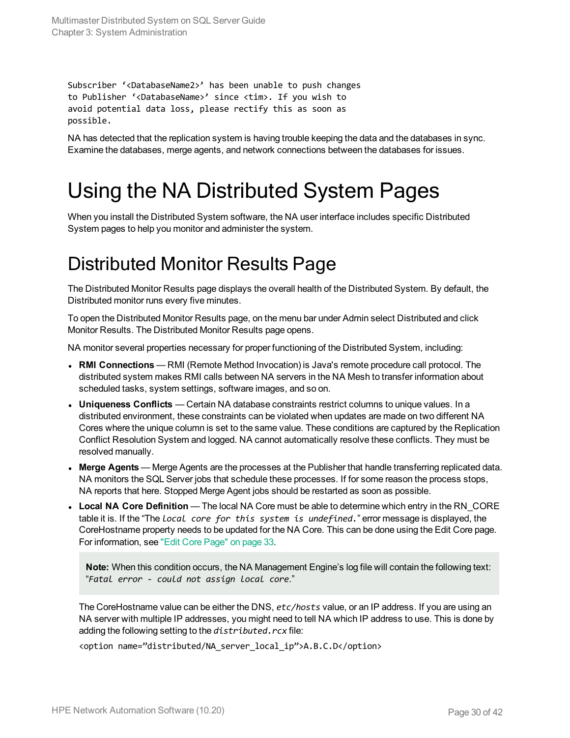```
Subscriber '<DatabaseName2>' has been unable to push changes
to Publisher '<DatabaseName>' since <tim>. If you wish to
avoid potential data loss, please rectify this as soon as
possible.
```

NA has detected that the replication system is having trouble keeping the data and the databases in sync. Examine the databases, merge agents, and network connections between the databases for issues.

# Using the NA Distributed System Pages

When you install the Distributed System software, the NA user interface includes specific Distributed System pages to help you monitor and administer the system.

## Distributed Monitor Results Page

The Distributed Monitor Results page displays the overall health of the Distributed System. By default, the Distributed monitor runs every five minutes.

To open the Distributed Monitor Results page, on the menu bar under Admin select Distributed and click Monitor Results. The Distributed Monitor Results page opens.

NA monitor several properties necessary for proper functioning of the Distributed System, including:

- **RMI Connections** — RMI (Remote Method Invocation) is Java's remote procedure call protocol. The distributed system makes RMI calls between NA servers in the NA Mesh to transfer information about scheduled tasks, system settings, software images, and so on.
- **Uniqueness Conflicts** — Certain NA database constraints restrict columns to unique values. In a distributed environment, these constraints can be violated when updates are made on two different NA Cores where the unique column is set to the same value. These conditions are captured by the Replication Conflict Resolution System and logged. NA cannot automatically resolve these conflicts. They must be resolved manually.
- **Merge Agents** — Merge Agents are the processes at the Publisher that handle transferring replicated data. NA monitors the SQL Server jobs that schedule these processes. If for some reason the process stops, NA reports that here. Stopped Merge Agent jobs should be restarted as soon as possible.
- **Local NA Core Definition** — The local NA Core must be able to determine which entry in the RN_CORE table it is. If the "The *local core for this system is undefined.*" error message is displayed, the CoreHostname property needs to be updated for the NA Core. This can be done using the Edit Core page. For information, see "Edit Core Page" on page 33.

  > **Note:** When this condition occurs, the NA Management Engine's log file will contain the following text: "*Fatal error - could not assign local core*."

  The CoreHostname value can be either the DNS, *etc/hosts* value, or an IP address. If you are using an NA server with multiple IP addresses, you might need to tell NA which IP address to use. This is done by adding the following setting to the *distributed.rcx* file:

  ```
  <option name="distributed/NA_server_local_ip">A.B.C.D</option>
  ```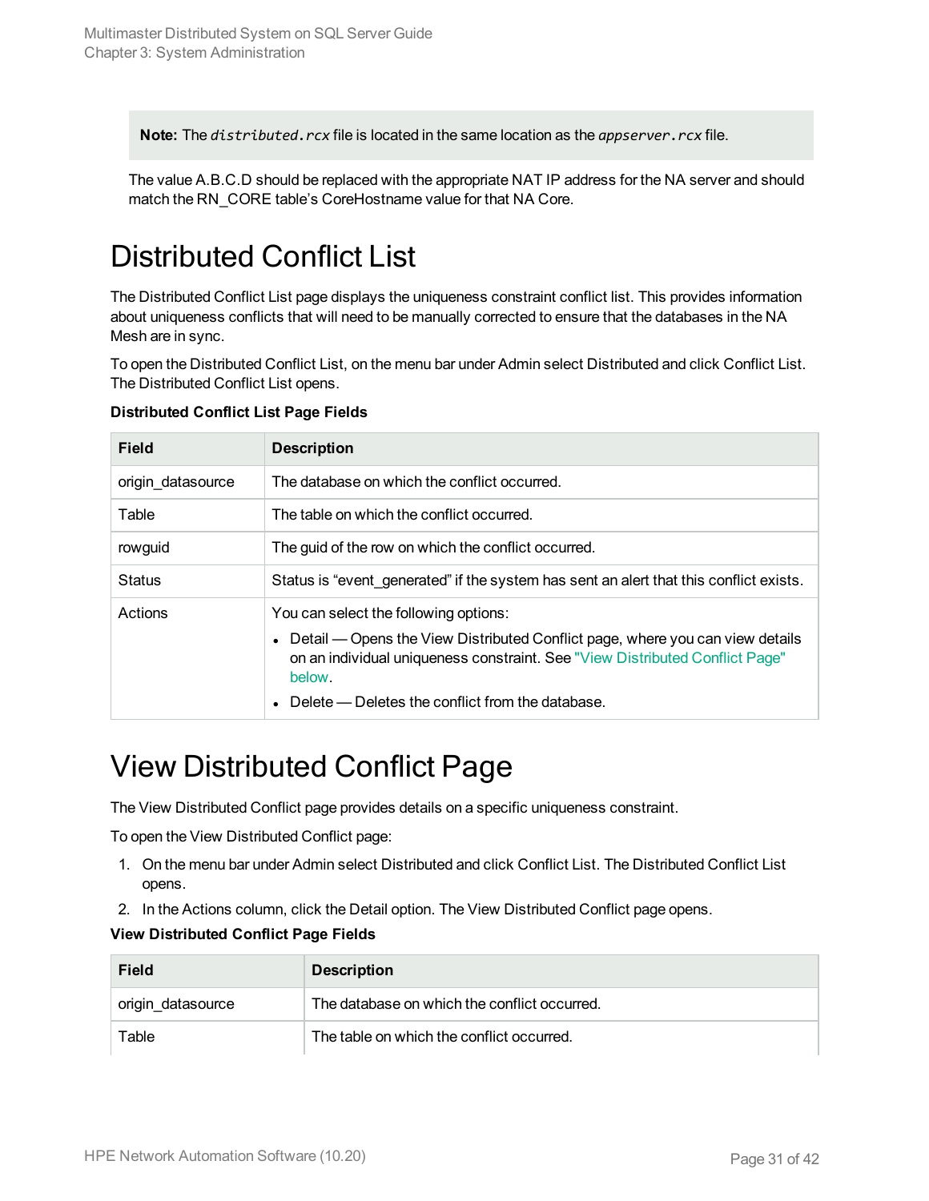> **Note:** The *distributed.rcx* file is located in the same location as the *appserver.rcx* file.

The value A.B.C.D should be replaced with the appropriate NAT IP address for the NA server and should match the RN_CORE table's CoreHostname value for that NA Core.

# Distributed Conflict List

The Distributed Conflict List page displays the uniqueness constraint conflict list. This provides information about uniqueness conflicts that will need to be manually corrected to ensure that the databases in the NA Mesh are in sync.

To open the Distributed Conflict List, on the menu bar under Admin select Distributed and click Conflict List. The Distributed Conflict List opens.

**Distributed Conflict List Page Fields**

| Field | Description |
| --- | --- |
| origin_datasource | The database on which the conflict occurred. |
| Table | The table on which the conflict occurred. |
| rowguid | The guid of the row on which the conflict occurred. |
| Status | Status is "event_generated" if the system has sent an alert that this conflict exists. |
| Actions | You can select the following options:<br>• Detail — Opens the View Distributed Conflict page, where you can view details on an individual uniqueness constraint. See "View Distributed Conflict Page" below.<br>• Delete — Deletes the conflict from the database. |

# View Distributed Conflict Page

The View Distributed Conflict page provides details on a specific uniqueness constraint.

To open the View Distributed Conflict page:

1. On the menu bar under Admin select Distributed and click Conflict List. The Distributed Conflict List opens.
2. In the Actions column, click the Detail option. The View Distributed Conflict page opens.

**View Distributed Conflict Page Fields**

| Field | Description |
| --- | --- |
| origin_datasource | The database on which the conflict occurred. |
| Table | The table on which the conflict occurred. |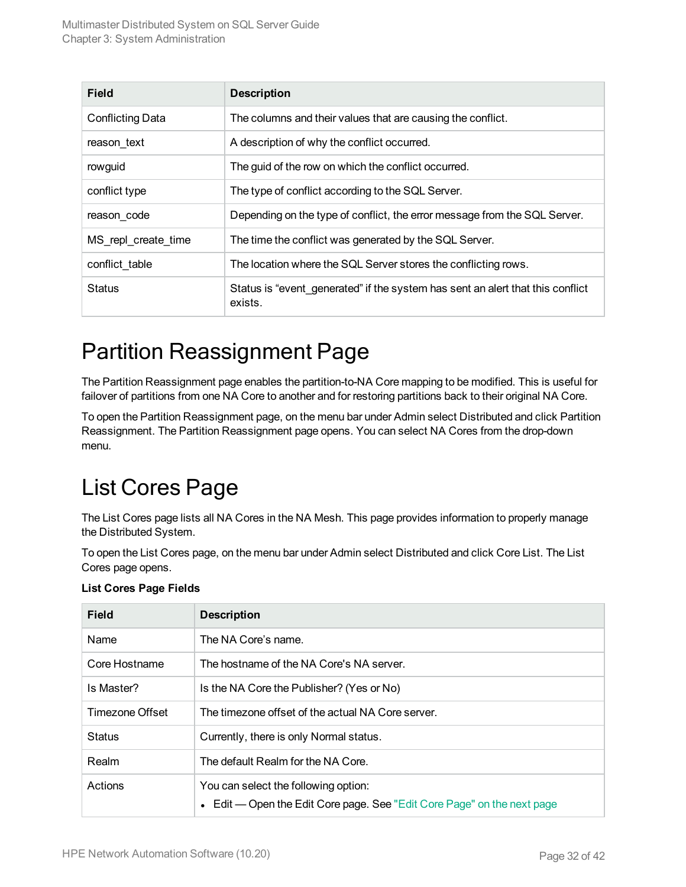| Field | Description |
| --- | --- |
| Conflicting Data | The columns and their values that are causing the conflict. |
| reason_text | A description of why the conflict occurred. |
| rowguid | The guid of the row on which the conflict occurred. |
| conflict type | The type of conflict according to the SQL Server. |
| reason_code | Depending on the type of conflict, the error message from the SQL Server. |
| MS_repl_create_time | The time the conflict was generated by the SQL Server. |
| conflict_table | The location where the SQL Server stores the conflicting rows. |
| Status | Status is "event_generated" if the system has sent an alert that this conflict exists. |

# Partition Reassignment Page

The Partition Reassignment page enables the partition-to-NA Core mapping to be modified. This is useful for failover of partitions from one NA Core to another and for restoring partitions back to their original NA Core.

To open the Partition Reassignment page, on the menu bar under Admin select Distributed and click Partition Reassignment. The Partition Reassignment page opens. You can select NA Cores from the drop-down menu.

# List Cores Page

The List Cores page lists all NA Cores in the NA Mesh. This page provides information to properly manage the Distributed System.

To open the List Cores page, on the menu bar under Admin select Distributed and click Core List. The List Cores page opens.

**List Cores Page Fields**

| Field | Description |
| --- | --- |
| Name | The NA Core's name. |
| Core Hostname | The hostname of the NA Core's NA server. |
| Is Master? | Is the NA Core the Publisher? (Yes or No) |
| Timezone Offset | The timezone offset of the actual NA Core server. |
| Status | Currently, there is only Normal status. |
| Realm | The default Realm for the NA Core. |
| Actions | You can select the following option:<br>• Edit — Open the Edit Core page. See "Edit Core Page" on the next page |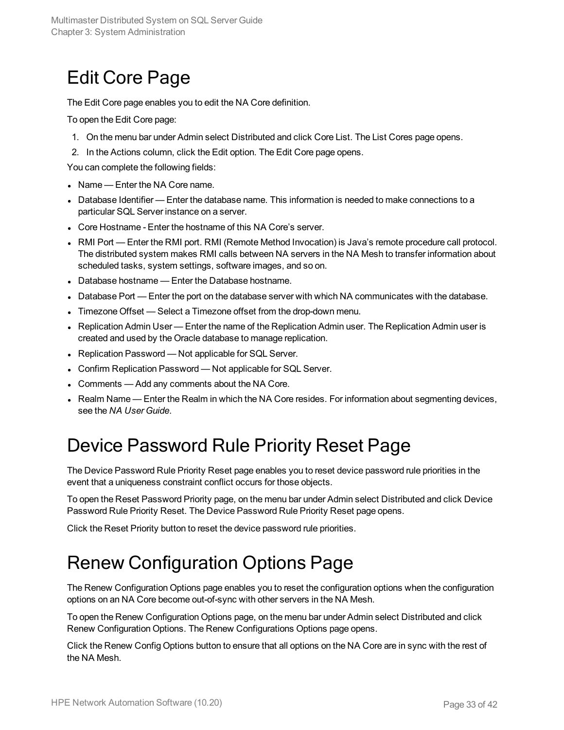# Edit Core Page

The Edit Core page enables you to edit the NA Core definition.

To open the Edit Core page:

1. On the menu bar under Admin select Distributed and click Core List. The List Cores page opens.
2. In the Actions column, click the Edit option. The Edit Core page opens.

You can complete the following fields:

- Name — Enter the NA Core name.
- Database Identifier — Enter the database name. This information is needed to make connections to a particular SQL Server instance on a server.
- Core Hostname - Enter the hostname of this NA Core's server.
- RMI Port — Enter the RMI port. RMI (Remote Method Invocation) is Java's remote procedure call protocol. The distributed system makes RMI calls between NA servers in the NA Mesh to transfer information about scheduled tasks, system settings, software images, and so on.
- Database hostname — Enter the Database hostname.
- Database Port — Enter the port on the database server with which NA communicates with the database.
- Timezone Offset — Select a Timezone offset from the drop-down menu.
- Replication Admin User — Enter the name of the Replication Admin user. The Replication Admin user is created and used by the Oracle database to manage replication.
- Replication Password — Not applicable for SQL Server.
- Confirm Replication Password — Not applicable for SQL Server.
- Comments — Add any comments about the NA Core.
- Realm Name — Enter the Realm in which the NA Core resides. For information about segmenting devices, see the *NA User Guide*.

# Device Password Rule Priority Reset Page

The Device Password Rule Priority Reset page enables you to reset device password rule priorities in the event that a uniqueness constraint conflict occurs for those objects.

To open the Reset Password Priority page, on the menu bar under Admin select Distributed and click Device Password Rule Priority Reset. The Device Password Rule Priority Reset page opens.

Click the Reset Priority button to reset the device password rule priorities.

# Renew Configuration Options Page

The Renew Configuration Options page enables you to reset the configuration options when the configuration options on an NA Core become out-of-sync with other servers in the NA Mesh.

To open the Renew Configuration Options page, on the menu bar under Admin select Distributed and click Renew Configuration Options. The Renew Configurations Options page opens.

Click the Renew Config Options button to ensure that all options on the NA Core are in sync with the rest of the NA Mesh.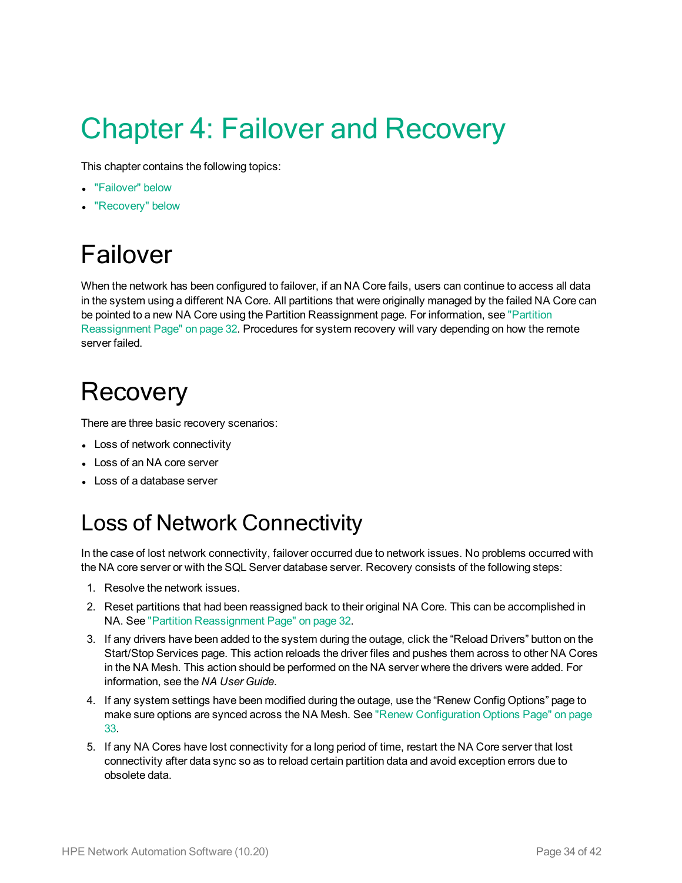# Chapter 4: Failover and Recovery

This chapter contains the following topics:

- "Failover" below
- "Recovery" below

# Failover

When the network has been configured to failover, if an NA Core fails, users can continue to access all data in the system using a different NA Core. All partitions that were originally managed by the failed NA Core can be pointed to a new NA Core using the Partition Reassignment page. For information, see "Partition Reassignment Page" on page 32. Procedures for system recovery will vary depending on how the remote server failed.

# Recovery

There are three basic recovery scenarios:

- Loss of network connectivity
- Loss of an NA core server
- Loss of a database server

## Loss of Network Connectivity

In the case of lost network connectivity, failover occurred due to network issues. No problems occurred with the NA core server or with the SQL Server database server. Recovery consists of the following steps:

1. Resolve the network issues.
2. Reset partitions that had been reassigned back to their original NA Core. This can be accomplished in NA. See "Partition Reassignment Page" on page 32.
3. If any drivers have been added to the system during the outage, click the “Reload Drivers” button on the Start/Stop Services page. This action reloads the driver files and pushes them across to other NA Cores in the NA Mesh. This action should be performed on the NA server where the drivers were added. For information, see the *NA User Guide*.
4. If any system settings have been modified during the outage, use the “Renew Config Options” page to make sure options are synced across the NA Mesh. See "Renew Configuration Options Page" on page 33.
5. If any NA Cores have lost connectivity for a long period of time, restart the NA Core server that lost connectivity after data sync so as to reload certain partition data and avoid exception errors due to obsolete data.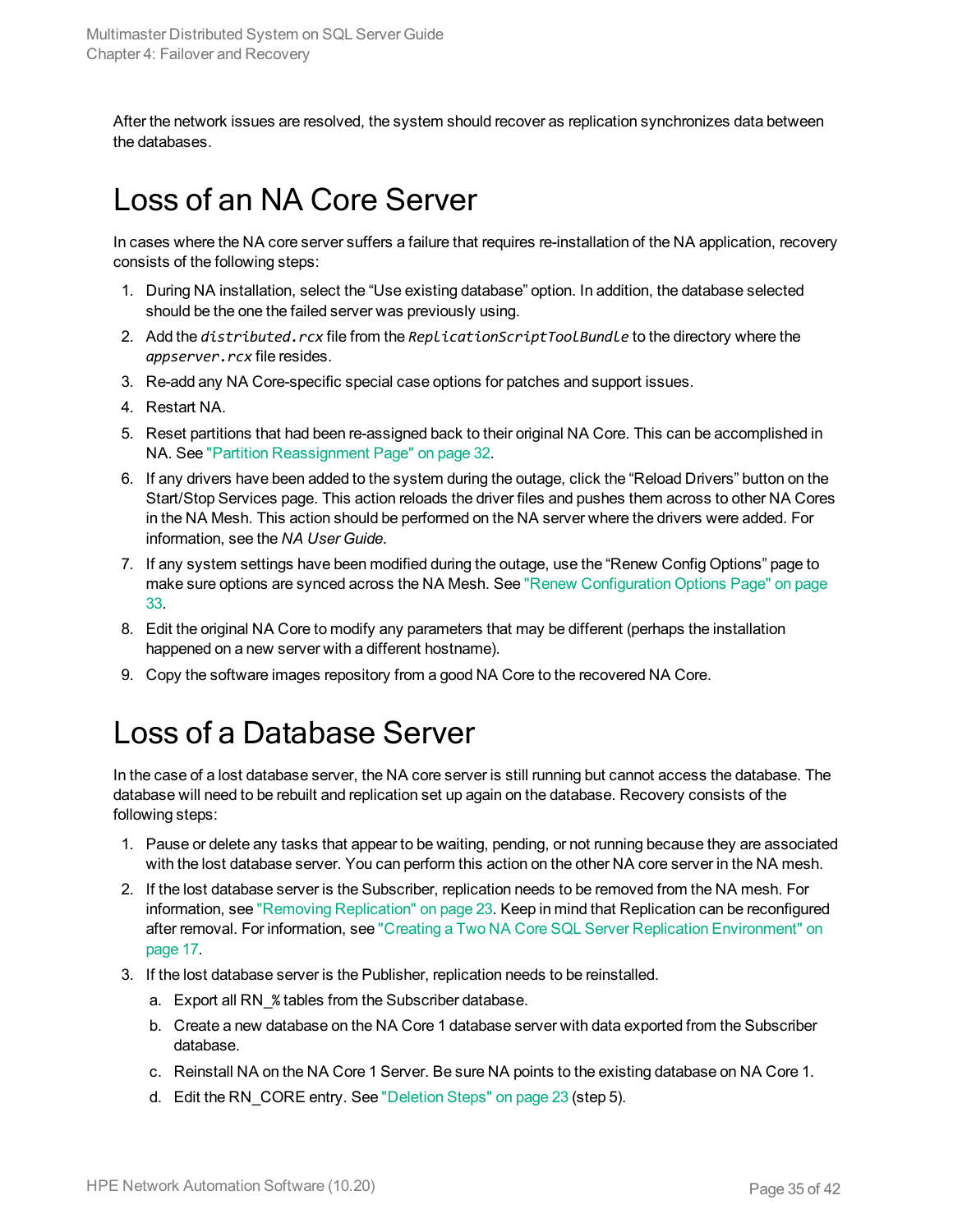After the network issues are resolved, the system should recover as replication synchronizes data between the databases.

# Loss of an NA Core Server

In cases where the NA core server suffers a failure that requires re-installation of the NA application, recovery consists of the following steps:

1. During NA installation, select the "Use existing database" option. In addition, the database selected should be the one the failed server was previously using.
2. Add the *distributed.rcx* file from the *ReplicationScriptToolBundle* to the directory where the *appserver.rcx* file resides.
3. Re-add any NA Core-specific special case options for patches and support issues.
4. Restart NA.
5. Reset partitions that had been re-assigned back to their original NA Core. This can be accomplished in NA. See "Partition Reassignment Page" on page 32.
6. If any drivers have been added to the system during the outage, click the "Reload Drivers" button on the Start/Stop Services page. This action reloads the driver files and pushes them across to other NA Cores in the NA Mesh. This action should be performed on the NA server where the drivers were added. For information, see the *NA User Guide*.
7. If any system settings have been modified during the outage, use the "Renew Config Options" page to make sure options are synced across the NA Mesh. See "Renew Configuration Options Page" on page 33.
8. Edit the original NA Core to modify any parameters that may be different (perhaps the installation happened on a new server with a different hostname).
9. Copy the software images repository from a good NA Core to the recovered NA Core.

# Loss of a Database Server

In the case of a lost database server, the NA core server is still running but cannot access the database. The database will need to be rebuilt and replication set up again on the database. Recovery consists of the following steps:

1. Pause or delete any tasks that appear to be waiting, pending, or not running because they are associated with the lost database server. You can perform this action on the other NA core server in the NA mesh.
2. If the lost database server is the Subscriber, replication needs to be removed from the NA mesh. For information, see "Removing Replication" on page 23. Keep in mind that Replication can be reconfigured after removal. For information, see "Creating a Two NA Core SQL Server Replication Environment" on page 17.
3. If the lost database server is the Publisher, replication needs to be reinstalled.
   a. Export all RN_% tables from the Subscriber database.
   b. Create a new database on the NA Core 1 database server with data exported from the Subscriber database.
   c. Reinstall NA on the NA Core 1 Server. Be sure NA points to the existing database on NA Core 1.
   d. Edit the RN_CORE entry. See "Deletion Steps" on page 23 (step 5).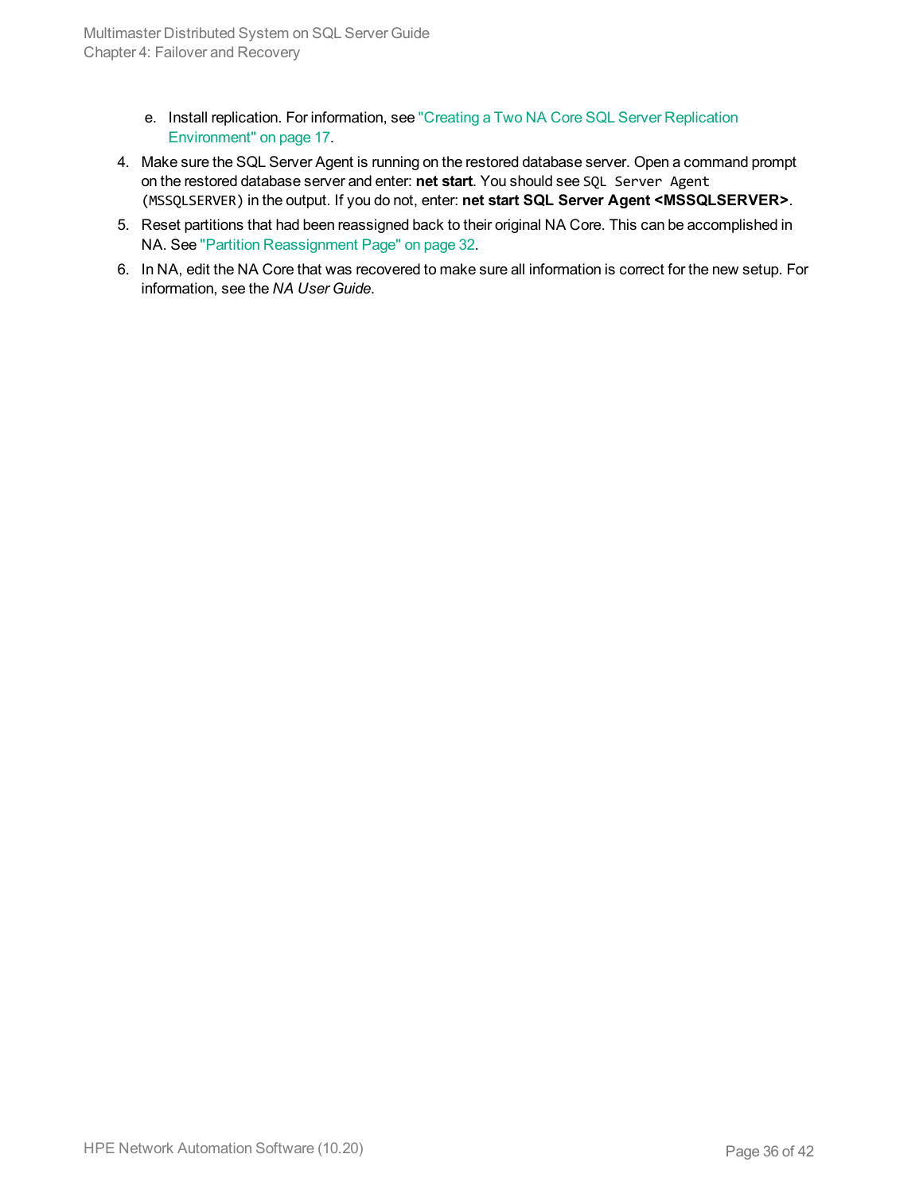e. Install replication. For information, see "Creating a Two NA Core SQL Server Replication Environment" on page 17.

4. Make sure the SQL Server Agent is running on the restored database server. Open a command prompt on the restored database server and enter: **net start**. You should see `SQL Server Agent (MSSQLSERVER)` in the output. If you do not, enter: **net start SQL Server Agent <MSSQLSERVER>**.
5. Reset partitions that had been reassigned back to their original NA Core. This can be accomplished in NA. See "Partition Reassignment Page" on page 32.
6. In NA, edit the NA Core that was recovered to make sure all information is correct for the new setup. For information, see the *NA User Guide*.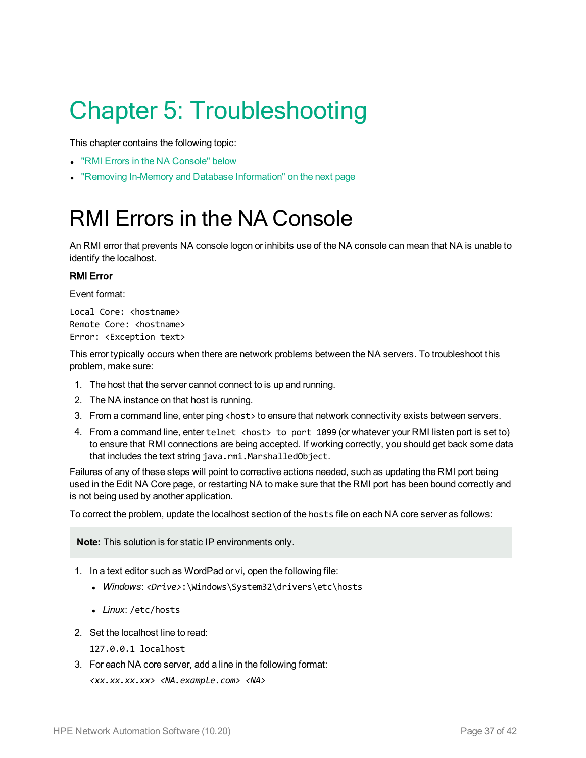# Chapter 5: Troubleshooting

This chapter contains the following topic:

- "RMI Errors in the NA Console" below
- "Removing In-Memory and Database Information" on the next page

# RMI Errors in the NA Console

An RMI error that prevents NA console logon or inhibits use of the NA console can mean that NA is unable to identify the localhost.

**RMI Error**

Event format:

```
Local Core: <hostname>
Remote Core: <hostname>
Error: <Exception text>
```

This error typically occurs when there are network problems between the NA servers. To troubleshoot this problem, make sure:

1. The host that the server cannot connect to is up and running.
2. The NA instance on that host is running.
3. From a command line, enter ping `<host>` to ensure that network connectivity exists between servers.
4. From a command line, enter `telnet <host> to port 1099` (or whatever your RMI listen port is set to) to ensure that RMI connections are being accepted. If working correctly, you should get back some data that includes the text string `java.rmi.MarshalledObject`.

Failures of any of these steps will point to corrective actions needed, such as updating the RMI port being used in the Edit NA Core page, or restarting NA to make sure that the RMI port has been bound correctly and is not being used by another application.

To correct the problem, update the localhost section of the `hosts` file on each NA core server as follows:

> **Note:** This solution is for static IP environments only.

1. In a text editor such as WordPad or vi, open the following file:
   - *Windows*: `<Drive>:\Windows\System32\drivers\etc\hosts`
   - *Linux*: `/etc/hosts`
2. Set the localhost line to read:

   `127.0.0.1 localhost`
3. For each NA core server, add a line in the following format:

   *<xx.xx.xx.xx> <NA.example.com> <NA>*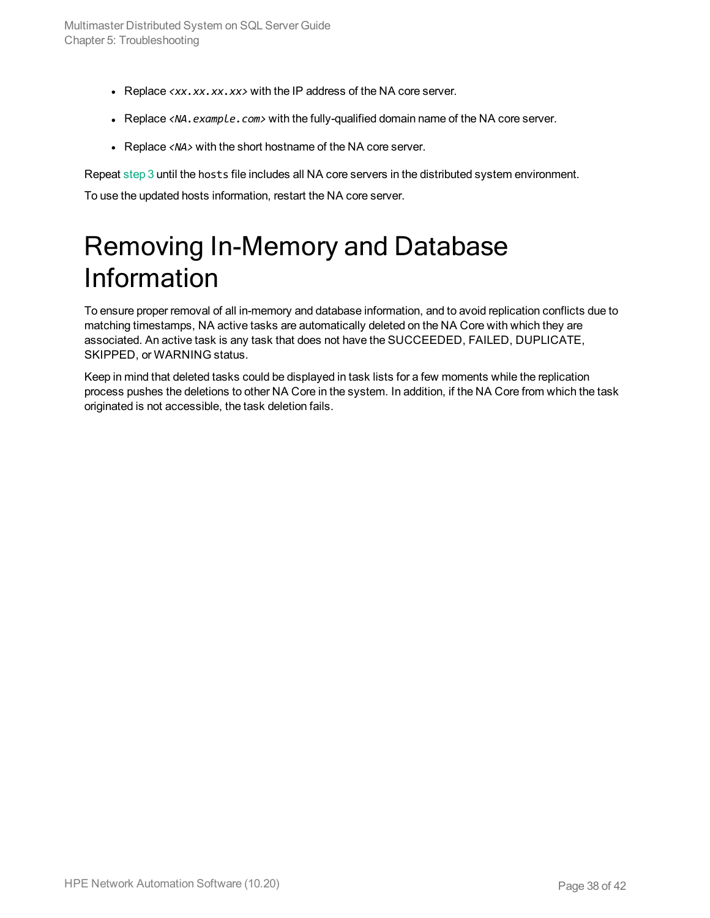- Replace *<xx.xx.xx.xx>* with the IP address of the NA core server.
- Replace *<NA.example.com>* with the fully-qualified domain name of the NA core server.
- Replace *<NA>* with the short hostname of the NA core server.

Repeat step 3 until the `hosts` file includes all NA core servers in the distributed system environment.

To use the updated hosts information, restart the NA core server.

# Removing In-Memory and Database Information

To ensure proper removal of all in-memory and database information, and to avoid replication conflicts due to matching timestamps, NA active tasks are automatically deleted on the NA Core with which they are associated. An active task is any task that does not have the SUCCEEDED, FAILED, DUPLICATE, SKIPPED, or WARNING status.

Keep in mind that deleted tasks could be displayed in task lists for a few moments while the replication process pushes the deletions to other NA Core in the system. In addition, if the NA Core from which the task originated is not accessible, the task deletion fails.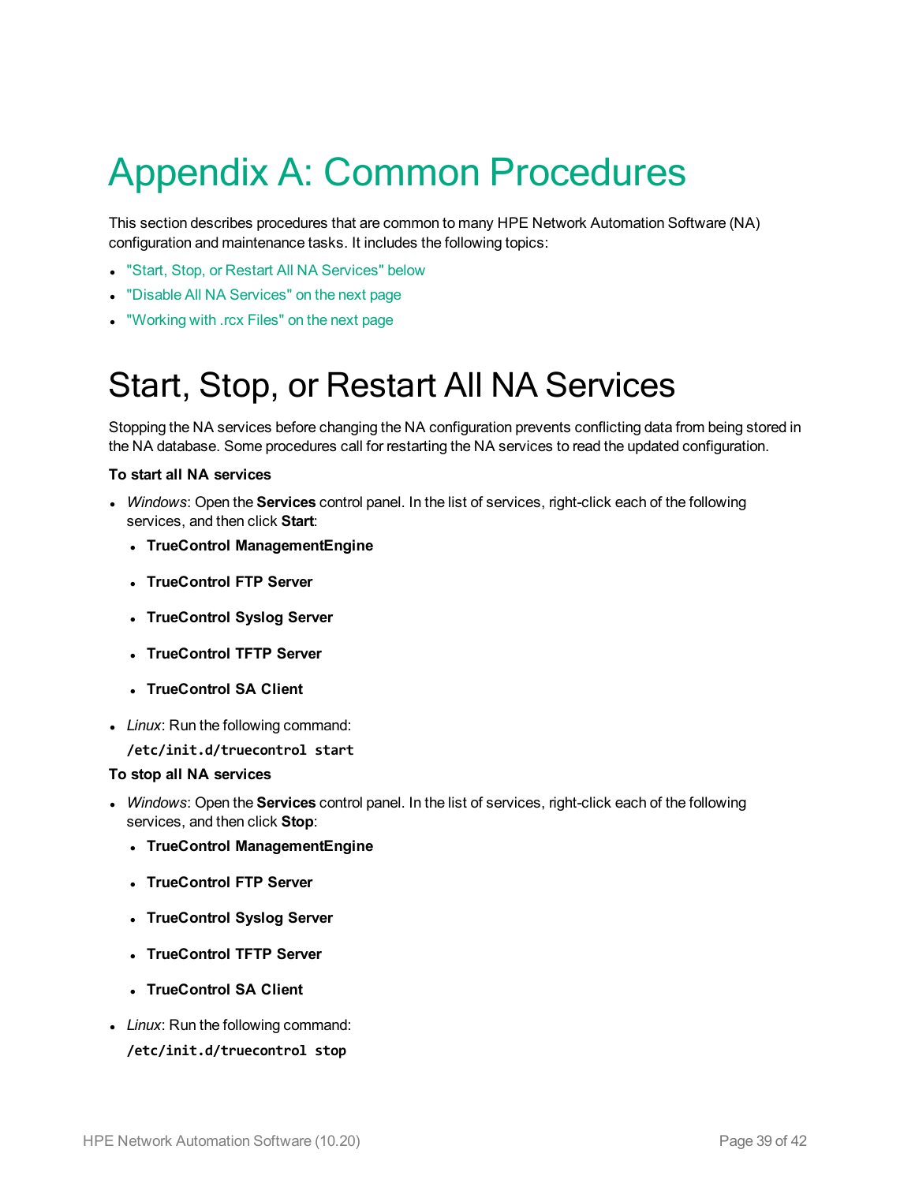# Appendix A: Common Procedures

This section describes procedures that are common to many HPE Network Automation Software (NA) configuration and maintenance tasks. It includes the following topics:

- "Start, Stop, or Restart All NA Services" below
- "Disable All NA Services" on the next page
- "Working with .rcx Files" on the next page

## Start, Stop, or Restart All NA Services

Stopping the NA services before changing the NA configuration prevents conflicting data from being stored in the NA database. Some procedures call for restarting the NA services to read the updated configuration.

**To start all NA services**

- *Windows*: Open the **Services** control panel. In the list of services, right-click each of the following services, and then click **Start**:
  - **TrueControl ManagementEngine**
  - **TrueControl FTP Server**
  - **TrueControl Syslog Server**
  - **TrueControl TFTP Server**
  - **TrueControl SA Client**
- *Linux*: Run the following command:

  ```
  /etc/init.d/truecontrol start
  ```

**To stop all NA services**

- *Windows*: Open the **Services** control panel. In the list of services, right-click each of the following services, and then click **Stop**:
  - **TrueControl ManagementEngine**
  - **TrueControl FTP Server**
  - **TrueControl Syslog Server**
  - **TrueControl TFTP Server**
  - **TrueControl SA Client**
- *Linux*: Run the following command:

  ```
  /etc/init.d/truecontrol stop
  ```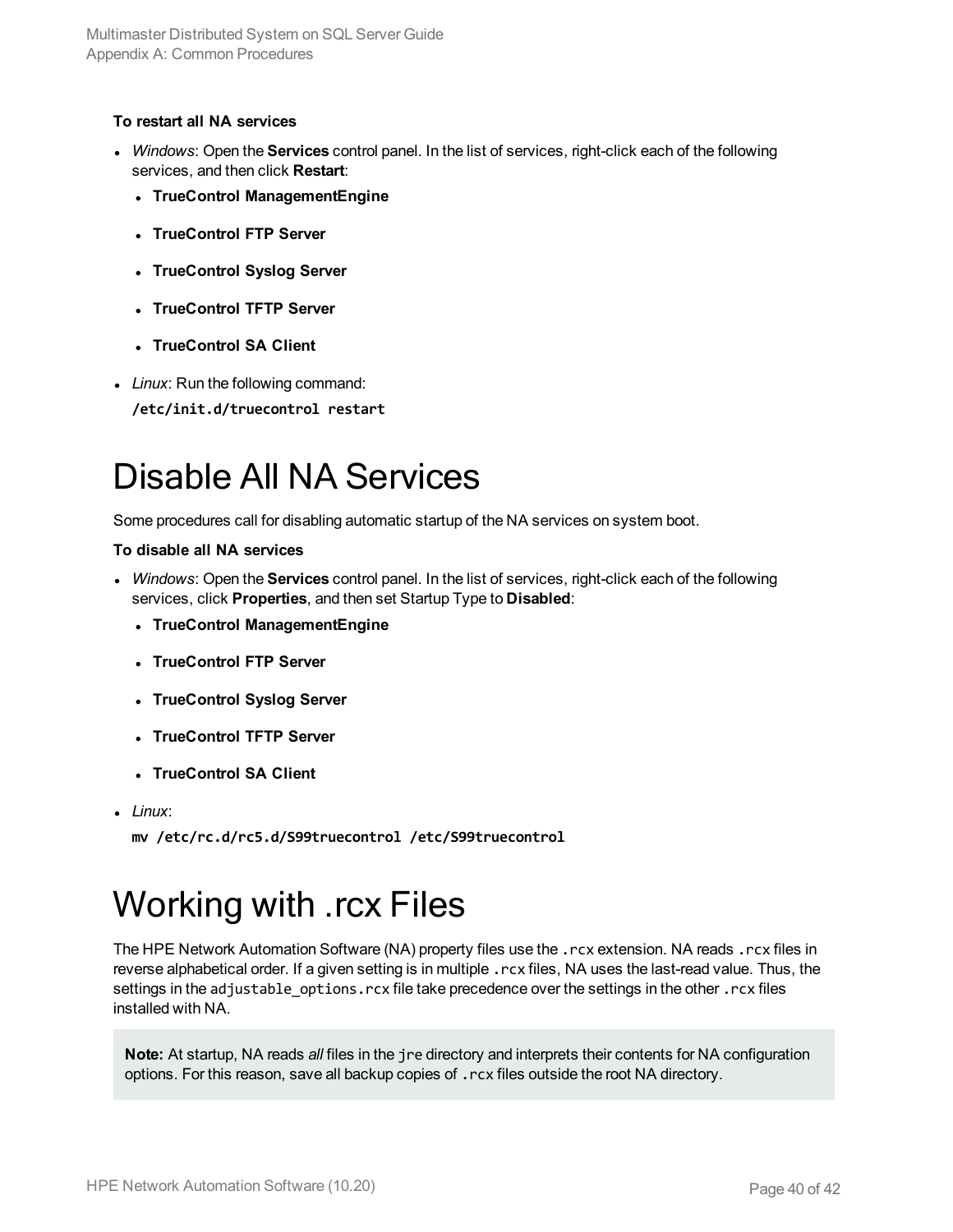**To restart all NA services**

- *Windows*: Open the **Services** control panel. In the list of services, right-click each of the following services, and then click **Restart**:
  - **TrueControl ManagementEngine**
  - **TrueControl FTP Server**
  - **TrueControl Syslog Server**
  - **TrueControl TFTP Server**
  - **TrueControl SA Client**
- *Linux*: Run the following command:

  ```
  /etc/init.d/truecontrol restart
  ```

# Disable All NA Services

Some procedures call for disabling automatic startup of the NA services on system boot.

**To disable all NA services**

- *Windows*: Open the **Services** control panel. In the list of services, right-click each of the following services, click **Properties**, and then set Startup Type to **Disabled**:
  - **TrueControl ManagementEngine**
  - **TrueControl FTP Server**
  - **TrueControl Syslog Server**
  - **TrueControl TFTP Server**
  - **TrueControl SA Client**
- *Linux*:

  ```
  mv /etc/rc.d/rc5.d/S99truecontrol /etc/S99truecontrol
  ```

# Working with .rcx Files

The HPE Network Automation Software (NA) property files use the `.rcx` extension. NA reads `.rcx` files in reverse alphabetical order. If a given setting is in multiple `.rcx` files, NA uses the last-read value. Thus, the settings in the `adjustable_options.rcx` file take precedence over the settings in the other `.rcx` files installed with NA.

> **Note:** At startup, NA reads *all* files in the `jre` directory and interprets their contents for NA configuration options. For this reason, save all backup copies of `.rcx` files outside the root NA directory.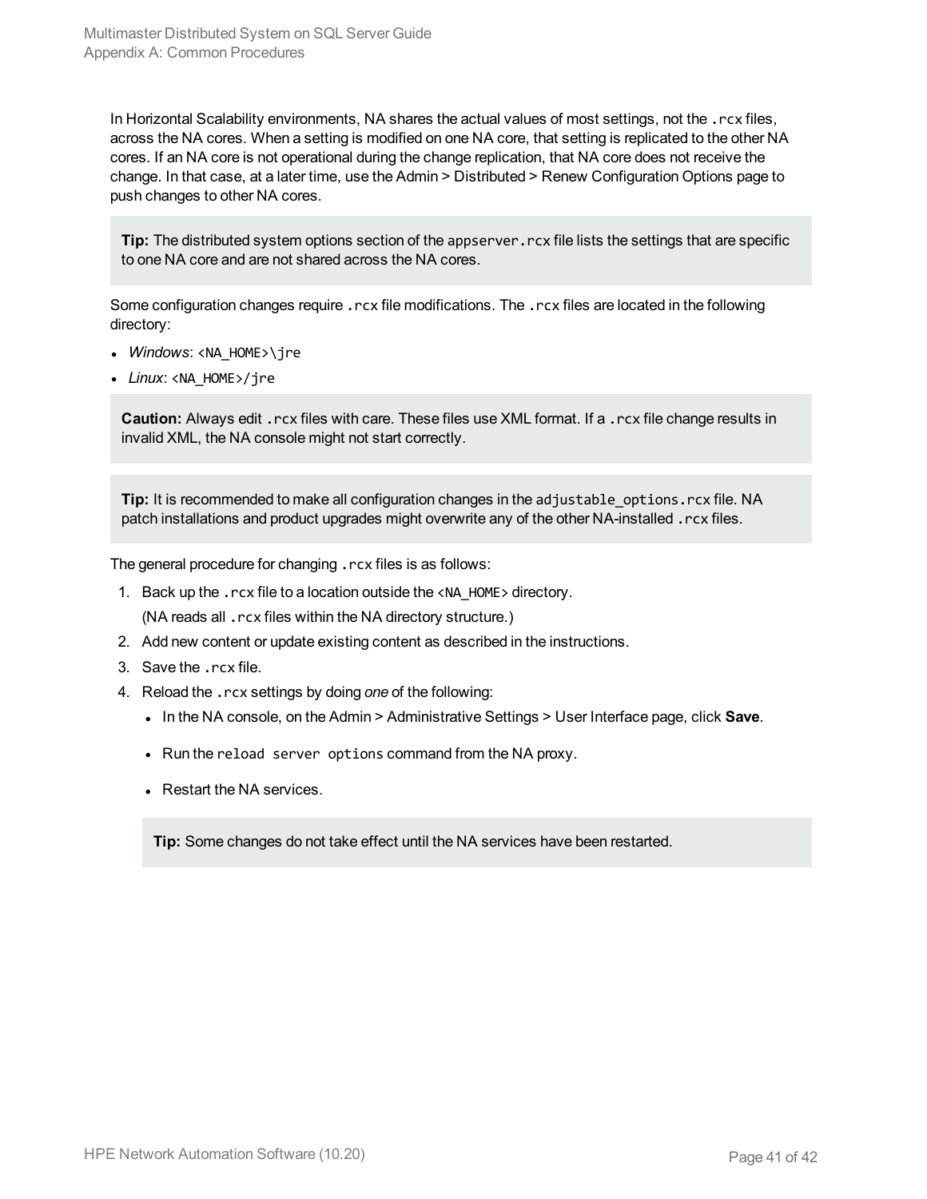In Horizontal Scalability environments, NA shares the actual values of most settings, not the `.rcx` files, across the NA cores. When a setting is modified on one NA core, that setting is replicated to the other NA cores. If an NA core is not operational during the change replication, that NA core does not receive the change. In that case, at a later time, use the Admin > Distributed > Renew Configuration Options page to push changes to other NA cores.

> **Tip:** The distributed system options section of the `appserver.rcx` file lists the settings that are specific to one NA core and are not shared across the NA cores.

Some configuration changes require `.rcx` file modifications. The `.rcx` files are located in the following directory:

- *Windows*: `<NA_HOME>\jre`
- *Linux*: `<NA_HOME>/jre`

> **Caution:** Always edit `.rcx` files with care. These files use XML format. If a `.rcx` file change results in invalid XML, the NA console might not start correctly.

> **Tip:** It is recommended to make all configuration changes in the `adjustable_options.rcx` file. NA patch installations and product upgrades might overwrite any of the other NA-installed `.rcx` files.

The general procedure for changing `.rcx` files is as follows:

1. Back up the `.rcx` file to a location outside the `<NA_HOME>` directory.
   (NA reads all `.rcx` files within the NA directory structure.)
2. Add new content or update existing content as described in the instructions.
3. Save the `.rcx` file.
4. Reload the `.rcx` settings by doing *one* of the following:
   - In the NA console, on the Admin > Administrative Settings > User Interface page, click **Save**.
   - Run the `reload server options` command from the NA proxy.
   - Restart the NA services.

   > **Tip:** Some changes do not take effect until the NA services have been restarted.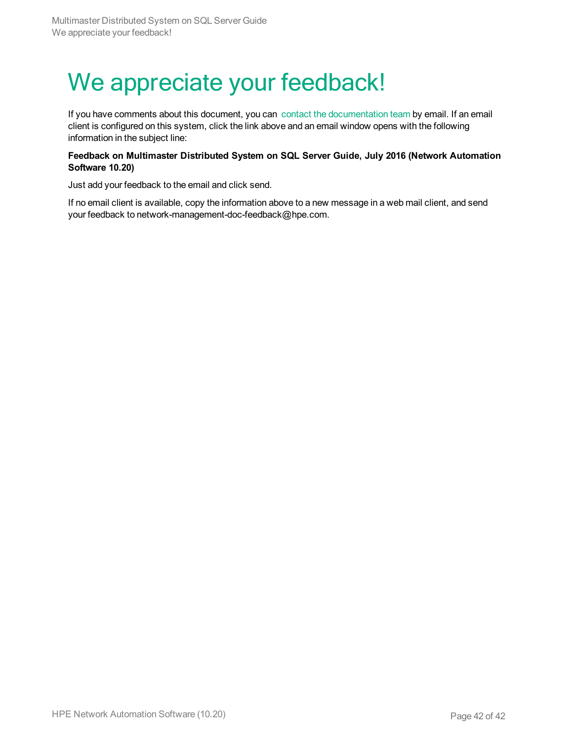# We appreciate your feedback!

If you have comments about this document, you can contact the documentation team by email. If an email client is configured on this system, click the link above and an email window opens with the following information in the subject line:

**Feedback on Multimaster Distributed System on SQL Server Guide, July 2016 (Network Automation Software 10.20)**

Just add your feedback to the email and click send.

If no email client is available, copy the information above to a new message in a web mail client, and send your feedback to network-management-doc-feedback@hpe.com.